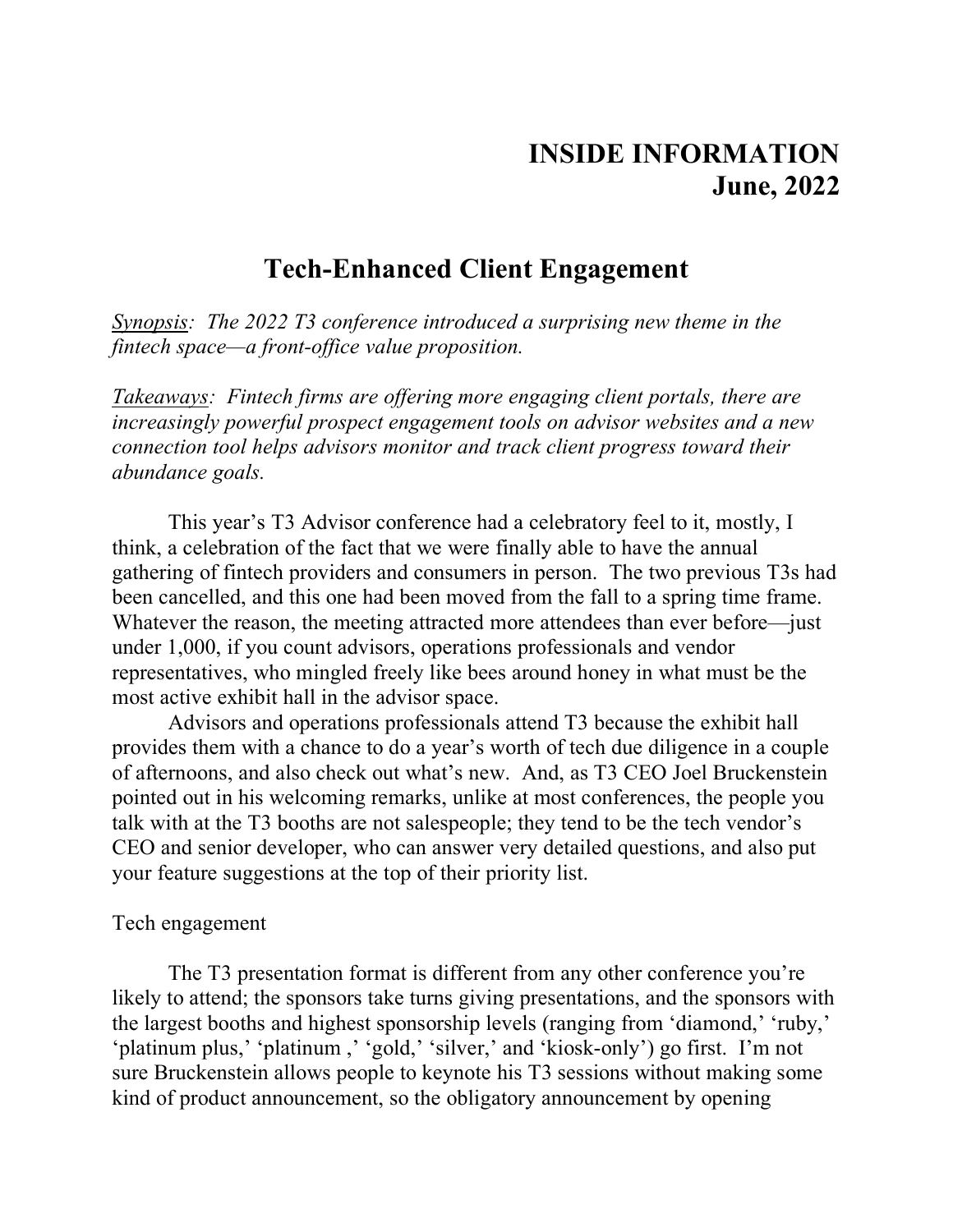# INSIDE INFORMATION
# June, 2022

## Tech-Enhanced Client Engagement

*<u>Synopsis</u>: The 2022 T3 conference introduced a surprising new theme in the fintech space—a front-office value proposition.*

*<u>Takeaways</u>: Fintech firms are offering more engaging client portals, there are increasingly powerful prospect engagement tools on advisor websites and a new connection tool helps advisors monitor and track client progress toward their abundance goals.*

This year's T3 Advisor conference had a celebratory feel to it, mostly, I think, a celebration of the fact that we were finally able to have the annual gathering of fintech providers and consumers in person. The two previous T3s had been cancelled, and this one had been moved from the fall to a spring time frame. Whatever the reason, the meeting attracted more attendees than ever before—just under 1,000, if you count advisors, operations professionals and vendor representatives, who mingled freely like bees around honey in what must be the most active exhibit hall in the advisor space.

Advisors and operations professionals attend T3 because the exhibit hall provides them with a chance to do a year's worth of tech due diligence in a couple of afternoons, and also check out what's new. And, as T3 CEO Joel Bruckenstein pointed out in his welcoming remarks, unlike at most conferences, the people you talk with at the T3 booths are not salespeople; they tend to be the tech vendor's CEO and senior developer, who can answer very detailed questions, and also put your feature suggestions at the top of their priority list.

Tech engagement

The T3 presentation format is different from any other conference you're likely to attend; the sponsors take turns giving presentations, and the sponsors with the largest booths and highest sponsorship levels (ranging from 'diamond,' 'ruby,' 'platinum plus,' 'platinum ,' 'gold,' 'silver,' and 'kiosk-only') go first. I'm not sure Bruckenstein allows people to keynote his T3 sessions without making some kind of product announcement, so the obligatory announcement by opening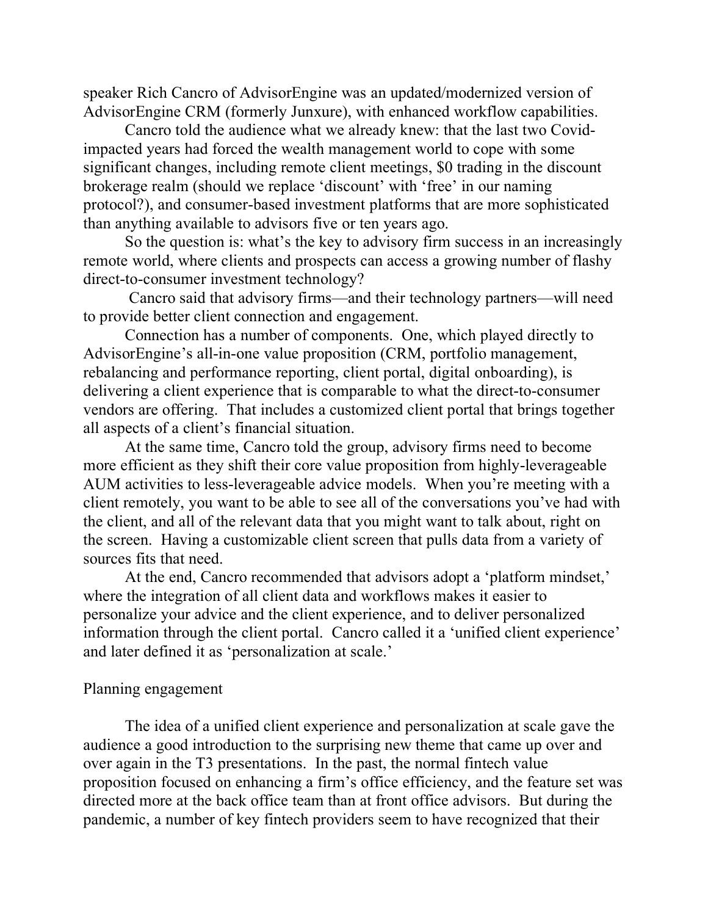speaker Rich Cancro of AdvisorEngine was an updated/modernized version of AdvisorEngine CRM (formerly Junxure), with enhanced workflow capabilities.

Cancro told the audience what we already knew: that the last two Covid-impacted years had forced the wealth management world to cope with some significant changes, including remote client meetings, $0 trading in the discount brokerage realm (should we replace 'discount' with 'free' in our naming protocol?), and consumer-based investment platforms that are more sophisticated than anything available to advisors five or ten years ago.

So the question is: what's the key to advisory firm success in an increasingly remote world, where clients and prospects can access a growing number of flashy direct-to-consumer investment technology?

Cancro said that advisory firms—and their technology partners—will need to provide better client connection and engagement.

Connection has a number of components. One, which played directly to AdvisorEngine's all-in-one value proposition (CRM, portfolio management, rebalancing and performance reporting, client portal, digital onboarding), is delivering a client experience that is comparable to what the direct-to-consumer vendors are offering. That includes a customized client portal that brings together all aspects of a client's financial situation.

At the same time, Cancro told the group, advisory firms need to become more efficient as they shift their core value proposition from highly-leverageable AUM activities to less-leverageable advice models. When you're meeting with a client remotely, you want to be able to see all of the conversations you've had with the client, and all of the relevant data that you might want to talk about, right on the screen. Having a customizable client screen that pulls data from a variety of sources fits that need.

At the end, Cancro recommended that advisors adopt a 'platform mindset,' where the integration of all client data and workflows makes it easier to personalize your advice and the client experience, and to deliver personalized information through the client portal. Cancro called it a 'unified client experience' and later defined it as 'personalization at scale.'

## Planning engagement

The idea of a unified client experience and personalization at scale gave the audience a good introduction to the surprising new theme that came up over and over again in the T3 presentations. In the past, the normal fintech value proposition focused on enhancing a firm's office efficiency, and the feature set was directed more at the back office team than at front office advisors. But during the pandemic, a number of key fintech providers seem to have recognized that their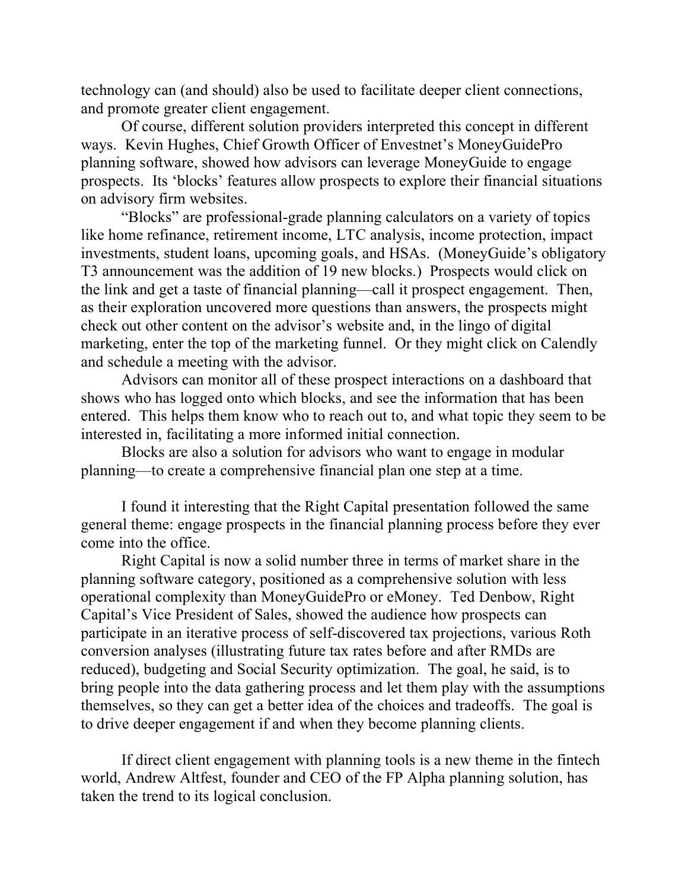technology can (and should) also be used to facilitate deeper client connections, and promote greater client engagement.

Of course, different solution providers interpreted this concept in different ways. Kevin Hughes, Chief Growth Officer of Envestnet's MoneyGuidePro planning software, showed how advisors can leverage MoneyGuide to engage prospects. Its 'blocks' features allow prospects to explore their financial situations on advisory firm websites.

"Blocks" are professional-grade planning calculators on a variety of topics like home refinance, retirement income, LTC analysis, income protection, impact investments, student loans, upcoming goals, and HSAs. (MoneyGuide's obligatory T3 announcement was the addition of 19 new blocks.) Prospects would click on the link and get a taste of financial planning—call it prospect engagement. Then, as their exploration uncovered more questions than answers, the prospects might check out other content on the advisor's website and, in the lingo of digital marketing, enter the top of the marketing funnel. Or they might click on Calendly and schedule a meeting with the advisor.

Advisors can monitor all of these prospect interactions on a dashboard that shows who has logged onto which blocks, and see the information that has been entered. This helps them know who to reach out to, and what topic they seem to be interested in, facilitating a more informed initial connection.

Blocks are also a solution for advisors who want to engage in modular planning—to create a comprehensive financial plan one step at a time.

I found it interesting that the Right Capital presentation followed the same general theme: engage prospects in the financial planning process before they ever come into the office.

Right Capital is now a solid number three in terms of market share in the planning software category, positioned as a comprehensive solution with less operational complexity than MoneyGuidePro or eMoney. Ted Denbow, Right Capital's Vice President of Sales, showed the audience how prospects can participate in an iterative process of self-discovered tax projections, various Roth conversion analyses (illustrating future tax rates before and after RMDs are reduced), budgeting and Social Security optimization. The goal, he said, is to bring people into the data gathering process and let them play with the assumptions themselves, so they can get a better idea of the choices and tradeoffs. The goal is to drive deeper engagement if and when they become planning clients.

If direct client engagement with planning tools is a new theme in the fintech world, Andrew Altfest, founder and CEO of the FP Alpha planning solution, has taken the trend to its logical conclusion.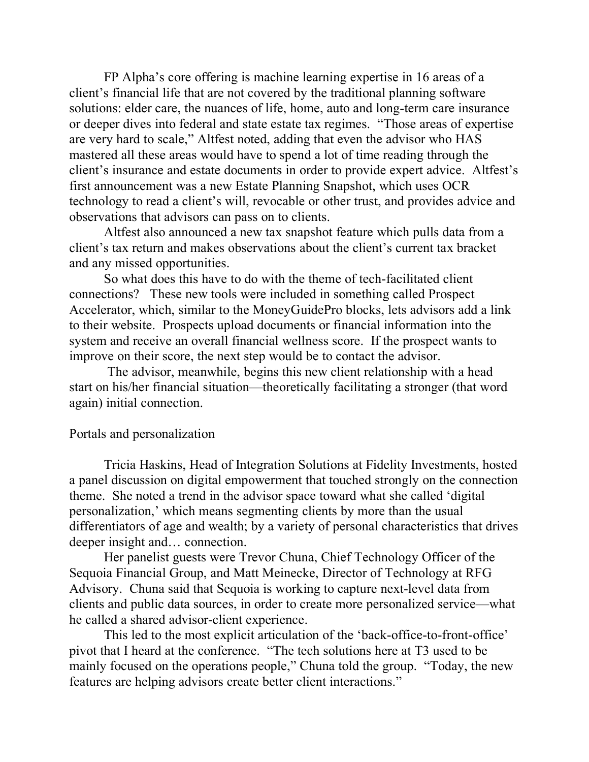FP Alpha's core offering is machine learning expertise in 16 areas of a client's financial life that are not covered by the traditional planning software solutions: elder care, the nuances of life, home, auto and long-term care insurance or deeper dives into federal and state estate tax regimes. "Those areas of expertise are very hard to scale," Altfest noted, adding that even the advisor who HAS mastered all these areas would have to spend a lot of time reading through the client's insurance and estate documents in order to provide expert advice. Altfest's first announcement was a new Estate Planning Snapshot, which uses OCR technology to read a client's will, revocable or other trust, and provides advice and observations that advisors can pass on to clients.

Altfest also announced a new tax snapshot feature which pulls data from a client's tax return and makes observations about the client's current tax bracket and any missed opportunities.

So what does this have to do with the theme of tech-facilitated client connections? These new tools were included in something called Prospect Accelerator, which, similar to the MoneyGuidePro blocks, lets advisors add a link to their website. Prospects upload documents or financial information into the system and receive an overall financial wellness score. If the prospect wants to improve on their score, the next step would be to contact the advisor.

The advisor, meanwhile, begins this new client relationship with a head start on his/her financial situation—theoretically facilitating a stronger (that word again) initial connection.

## Portals and personalization

Tricia Haskins, Head of Integration Solutions at Fidelity Investments, hosted a panel discussion on digital empowerment that touched strongly on the connection theme. She noted a trend in the advisor space toward what she called 'digital personalization,' which means segmenting clients by more than the usual differentiators of age and wealth; by a variety of personal characteristics that drives deeper insight and… connection.

Her panelist guests were Trevor Chuna, Chief Technology Officer of the Sequoia Financial Group, and Matt Meinecke, Director of Technology at RFG Advisory. Chuna said that Sequoia is working to capture next-level data from clients and public data sources, in order to create more personalized service—what he called a shared advisor-client experience.

This led to the most explicit articulation of the 'back-office-to-front-office' pivot that I heard at the conference. "The tech solutions here at T3 used to be mainly focused on the operations people," Chuna told the group. "Today, the new features are helping advisors create better client interactions."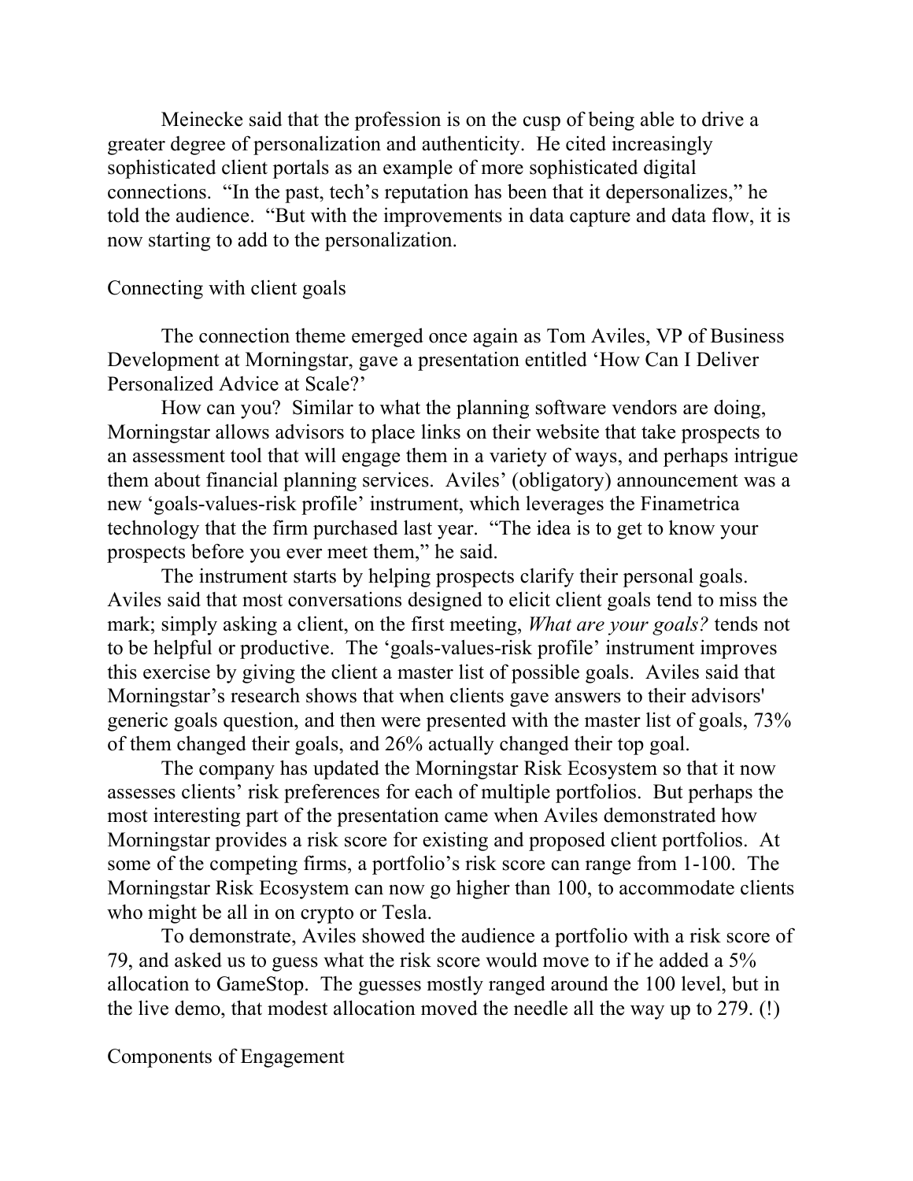Meinecke said that the profession is on the cusp of being able to drive a greater degree of personalization and authenticity. He cited increasingly sophisticated client portals as an example of more sophisticated digital connections. "In the past, tech's reputation has been that it depersonalizes," he told the audience. "But with the improvements in data capture and data flow, it is now starting to add to the personalization.

## Connecting with client goals

The connection theme emerged once again as Tom Aviles, VP of Business Development at Morningstar, gave a presentation entitled 'How Can I Deliver Personalized Advice at Scale?'

How can you? Similar to what the planning software vendors are doing, Morningstar allows advisors to place links on their website that take prospects to an assessment tool that will engage them in a variety of ways, and perhaps intrigue them about financial planning services. Aviles' (obligatory) announcement was a new 'goals-values-risk profile' instrument, which leverages the Finametrica technology that the firm purchased last year. "The idea is to get to know your prospects before you ever meet them," he said.

The instrument starts by helping prospects clarify their personal goals. Aviles said that most conversations designed to elicit client goals tend to miss the mark; simply asking a client, on the first meeting, *What are your goals?* tends not to be helpful or productive. The 'goals-values-risk profile' instrument improves this exercise by giving the client a master list of possible goals. Aviles said that Morningstar's research shows that when clients gave answers to their advisors' generic goals question, and then were presented with the master list of goals, 73% of them changed their goals, and 26% actually changed their top goal.

The company has updated the Morningstar Risk Ecosystem so that it now assesses clients' risk preferences for each of multiple portfolios. But perhaps the most interesting part of the presentation came when Aviles demonstrated how Morningstar provides a risk score for existing and proposed client portfolios. At some of the competing firms, a portfolio's risk score can range from 1-100. The Morningstar Risk Ecosystem can now go higher than 100, to accommodate clients who might be all in on crypto or Tesla.

To demonstrate, Aviles showed the audience a portfolio with a risk score of 79, and asked us to guess what the risk score would move to if he added a 5% allocation to GameStop. The guesses mostly ranged around the 100 level, but in the live demo, that modest allocation moved the needle all the way up to 279. (!)

## Components of Engagement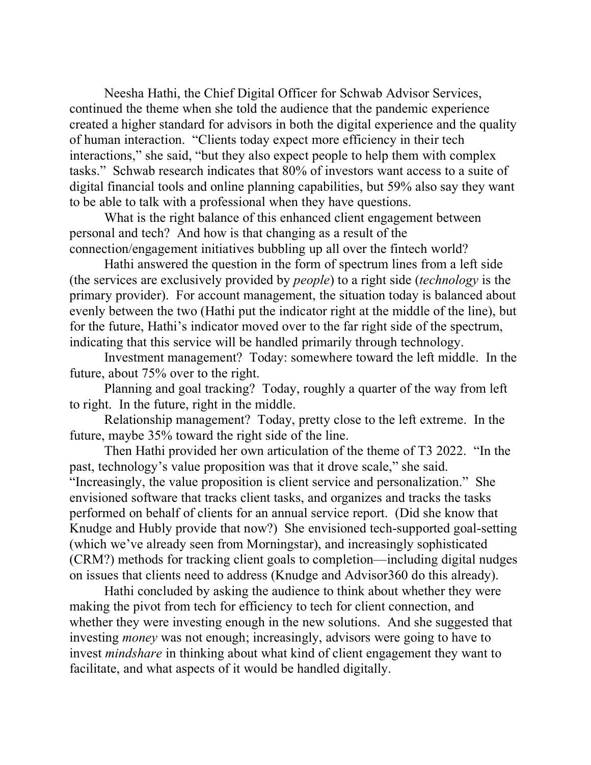Neesha Hathi, the Chief Digital Officer for Schwab Advisor Services, continued the theme when she told the audience that the pandemic experience created a higher standard for advisors in both the digital experience and the quality of human interaction. “Clients today expect more efficiency in their tech interactions,” she said, “but they also expect people to help them with complex tasks.” Schwab research indicates that 80% of investors want access to a suite of digital financial tools and online planning capabilities, but 59% also say they want to be able to talk with a professional when they have questions.

What is the right balance of this enhanced client engagement between personal and tech? And how is that changing as a result of the connection/engagement initiatives bubbling up all over the fintech world?

Hathi answered the question in the form of spectrum lines from a left side (the services are exclusively provided by *people*) to a right side (*technology* is the primary provider). For account management, the situation today is balanced about evenly between the two (Hathi put the indicator right at the middle of the line), but for the future, Hathi’s indicator moved over to the far right side of the spectrum, indicating that this service will be handled primarily through technology.

Investment management? Today: somewhere toward the left middle. In the future, about 75% over to the right.

Planning and goal tracking? Today, roughly a quarter of the way from left to right. In the future, right in the middle.

Relationship management? Today, pretty close to the left extreme. In the future, maybe 35% toward the right side of the line.

Then Hathi provided her own articulation of the theme of T3 2022. “In the past, technology’s value proposition was that it drove scale,” she said. “Increasingly, the value proposition is client service and personalization.” She envisioned software that tracks client tasks, and organizes and tracks the tasks performed on behalf of clients for an annual service report. (Did she know that Knudge and Hubly provide that now?) She envisioned tech-supported goal-setting (which we’ve already seen from Morningstar), and increasingly sophisticated (CRM?) methods for tracking client goals to completion—including digital nudges on issues that clients need to address (Knudge and Advisor360 do this already).

Hathi concluded by asking the audience to think about whether they were making the pivot from tech for efficiency to tech for client connection, and whether they were investing enough in the new solutions. And she suggested that investing *money* was not enough; increasingly, advisors were going to have to invest *mindshare* in thinking about what kind of client engagement they want to facilitate, and what aspects of it would be handled digitally.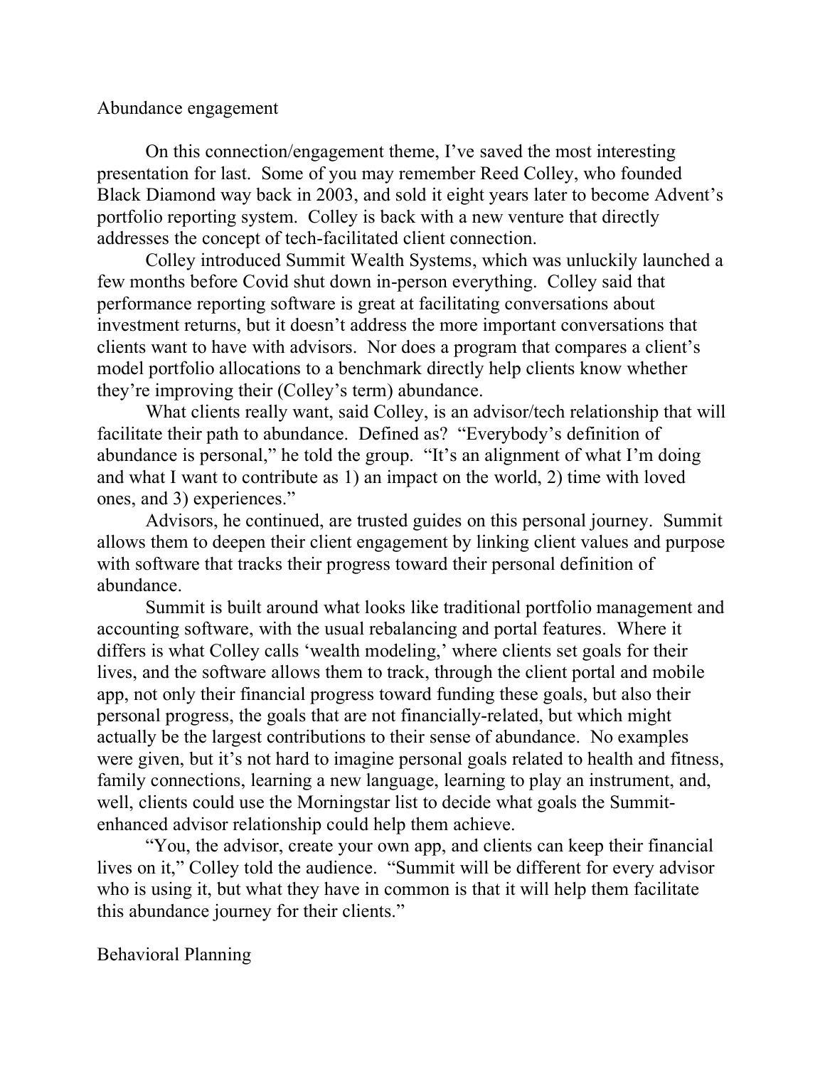## Abundance engagement

On this connection/engagement theme, I've saved the most interesting presentation for last. Some of you may remember Reed Colley, who founded Black Diamond way back in 2003, and sold it eight years later to become Advent's portfolio reporting system. Colley is back with a new venture that directly addresses the concept of tech-facilitated client connection.

Colley introduced Summit Wealth Systems, which was unluckily launched a few months before Covid shut down in-person everything. Colley said that performance reporting software is great at facilitating conversations about investment returns, but it doesn't address the more important conversations that clients want to have with advisors. Nor does a program that compares a client's model portfolio allocations to a benchmark directly help clients know whether they're improving their (Colley's term) abundance.

What clients really want, said Colley, is an advisor/tech relationship that will facilitate their path to abundance. Defined as? "Everybody's definition of abundance is personal," he told the group. "It's an alignment of what I'm doing and what I want to contribute as 1) an impact on the world, 2) time with loved ones, and 3) experiences."

Advisors, he continued, are trusted guides on this personal journey. Summit allows them to deepen their client engagement by linking client values and purpose with software that tracks their progress toward their personal definition of abundance.

Summit is built around what looks like traditional portfolio management and accounting software, with the usual rebalancing and portal features. Where it differs is what Colley calls 'wealth modeling,' where clients set goals for their lives, and the software allows them to track, through the client portal and mobile app, not only their financial progress toward funding these goals, but also their personal progress, the goals that are not financially-related, but which might actually be the largest contributions to their sense of abundance. No examples were given, but it's not hard to imagine personal goals related to health and fitness, family connections, learning a new language, learning to play an instrument, and, well, clients could use the Morningstar list to decide what goals the Summit-enhanced advisor relationship could help them achieve.

"You, the advisor, create your own app, and clients can keep their financial lives on it," Colley told the audience. "Summit will be different for every advisor who is using it, but what they have in common is that it will help them facilitate this abundance journey for their clients."

## Behavioral Planning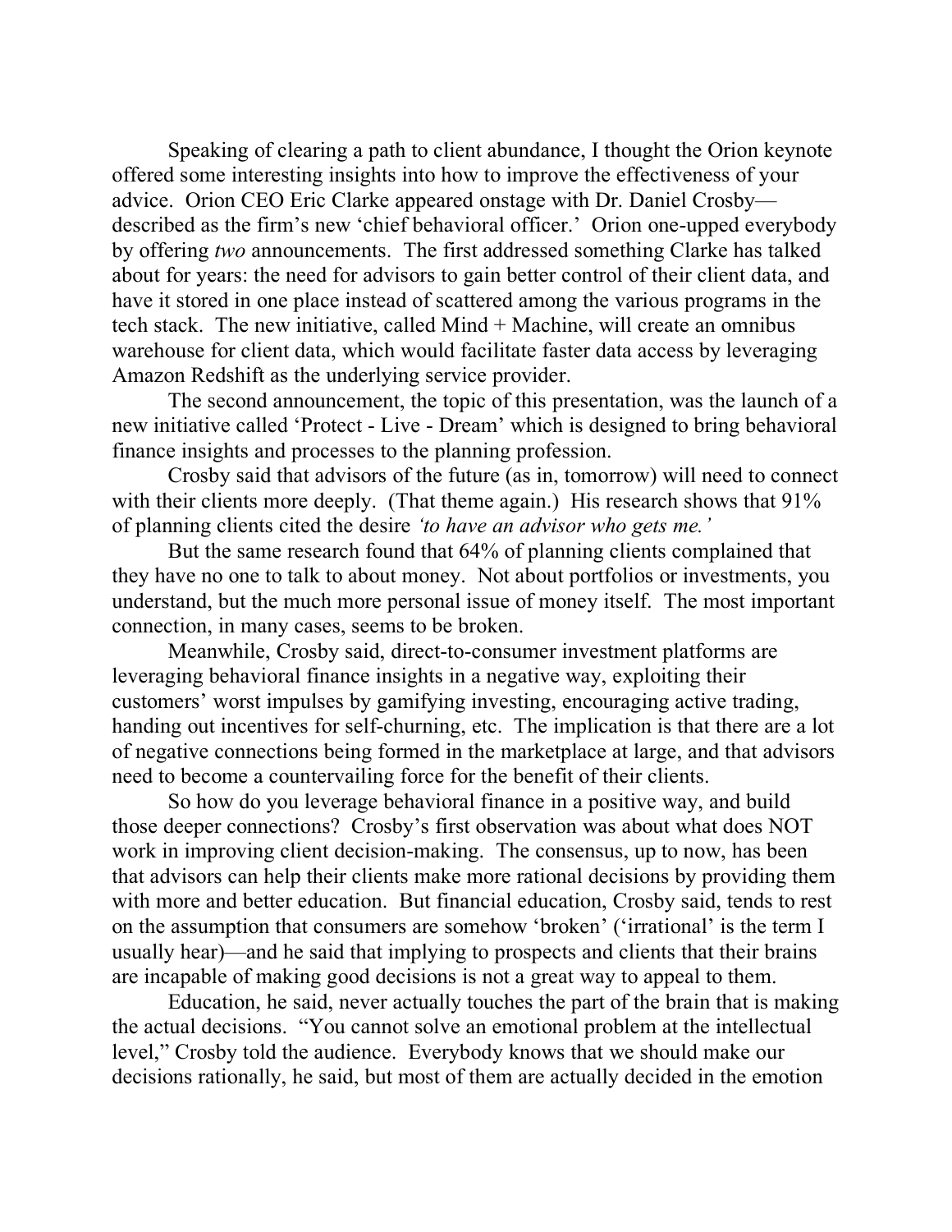Speaking of clearing a path to client abundance, I thought the Orion keynote offered some interesting insights into how to improve the effectiveness of your advice. Orion CEO Eric Clarke appeared onstage with Dr. Daniel Crosby—described as the firm's new 'chief behavioral officer.' Orion one-upped everybody by offering *two* announcements. The first addressed something Clarke has talked about for years: the need for advisors to gain better control of their client data, and have it stored in one place instead of scattered among the various programs in the tech stack. The new initiative, called Mind + Machine, will create an omnibus warehouse for client data, which would facilitate faster data access by leveraging Amazon Redshift as the underlying service provider.

The second announcement, the topic of this presentation, was the launch of a new initiative called 'Protect - Live - Dream' which is designed to bring behavioral finance insights and processes to the planning profession.

Crosby said that advisors of the future (as in, tomorrow) will need to connect with their clients more deeply. (That theme again.) His research shows that 91% of planning clients cited the desire *'to have an advisor who gets me.'*

But the same research found that 64% of planning clients complained that they have no one to talk to about money. Not about portfolios or investments, you understand, but the much more personal issue of money itself. The most important connection, in many cases, seems to be broken.

Meanwhile, Crosby said, direct-to-consumer investment platforms are leveraging behavioral finance insights in a negative way, exploiting their customers' worst impulses by gamifying investing, encouraging active trading, handing out incentives for self-churning, etc. The implication is that there are a lot of negative connections being formed in the marketplace at large, and that advisors need to become a countervailing force for the benefit of their clients.

So how do you leverage behavioral finance in a positive way, and build those deeper connections? Crosby's first observation was about what does NOT work in improving client decision-making. The consensus, up to now, has been that advisors can help their clients make more rational decisions by providing them with more and better education. But financial education, Crosby said, tends to rest on the assumption that consumers are somehow 'broken' ('irrational' is the term I usually hear)—and he said that implying to prospects and clients that their brains are incapable of making good decisions is not a great way to appeal to them.

Education, he said, never actually touches the part of the brain that is making the actual decisions. "You cannot solve an emotional problem at the intellectual level," Crosby told the audience. Everybody knows that we should make our decisions rationally, he said, but most of them are actually decided in the emotion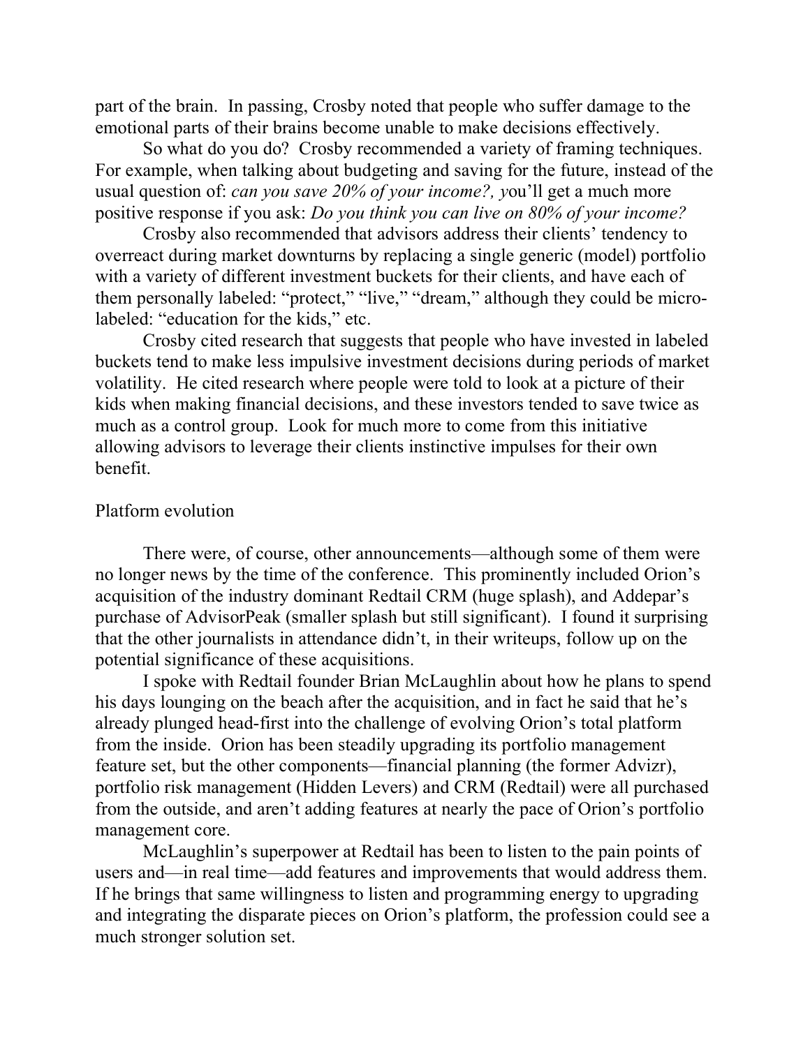part of the brain. In passing, Crosby noted that people who suffer damage to the emotional parts of their brains become unable to make decisions effectively.

So what do you do? Crosby recommended a variety of framing techniques. For example, when talking about budgeting and saving for the future, instead of the usual question of: *can you save 20% of your income?, y*ou'll get a much more positive response if you ask: *Do you think you can live on 80% of your income?*

Crosby also recommended that advisors address their clients' tendency to overreact during market downturns by replacing a single generic (model) portfolio with a variety of different investment buckets for their clients, and have each of them personally labeled: "protect," "live," "dream," although they could be micro-labeled: "education for the kids," etc.

Crosby cited research that suggests that people who have invested in labeled buckets tend to make less impulsive investment decisions during periods of market volatility. He cited research where people were told to look at a picture of their kids when making financial decisions, and these investors tended to save twice as much as a control group. Look for much more to come from this initiative allowing advisors to leverage their clients instinctive impulses for their own benefit.

## Platform evolution

There were, of course, other announcements—although some of them were no longer news by the time of the conference. This prominently included Orion's acquisition of the industry dominant Redtail CRM (huge splash), and Addepar's purchase of AdvisorPeak (smaller splash but still significant). I found it surprising that the other journalists in attendance didn't, in their writeups, follow up on the potential significance of these acquisitions.

I spoke with Redtail founder Brian McLaughlin about how he plans to spend his days lounging on the beach after the acquisition, and in fact he said that he's already plunged head-first into the challenge of evolving Orion's total platform from the inside. Orion has been steadily upgrading its portfolio management feature set, but the other components—financial planning (the former Advizr), portfolio risk management (Hidden Levers) and CRM (Redtail) were all purchased from the outside, and aren't adding features at nearly the pace of Orion's portfolio management core.

McLaughlin's superpower at Redtail has been to listen to the pain points of users and—in real time—add features and improvements that would address them. If he brings that same willingness to listen and programming energy to upgrading and integrating the disparate pieces on Orion's platform, the profession could see a much stronger solution set.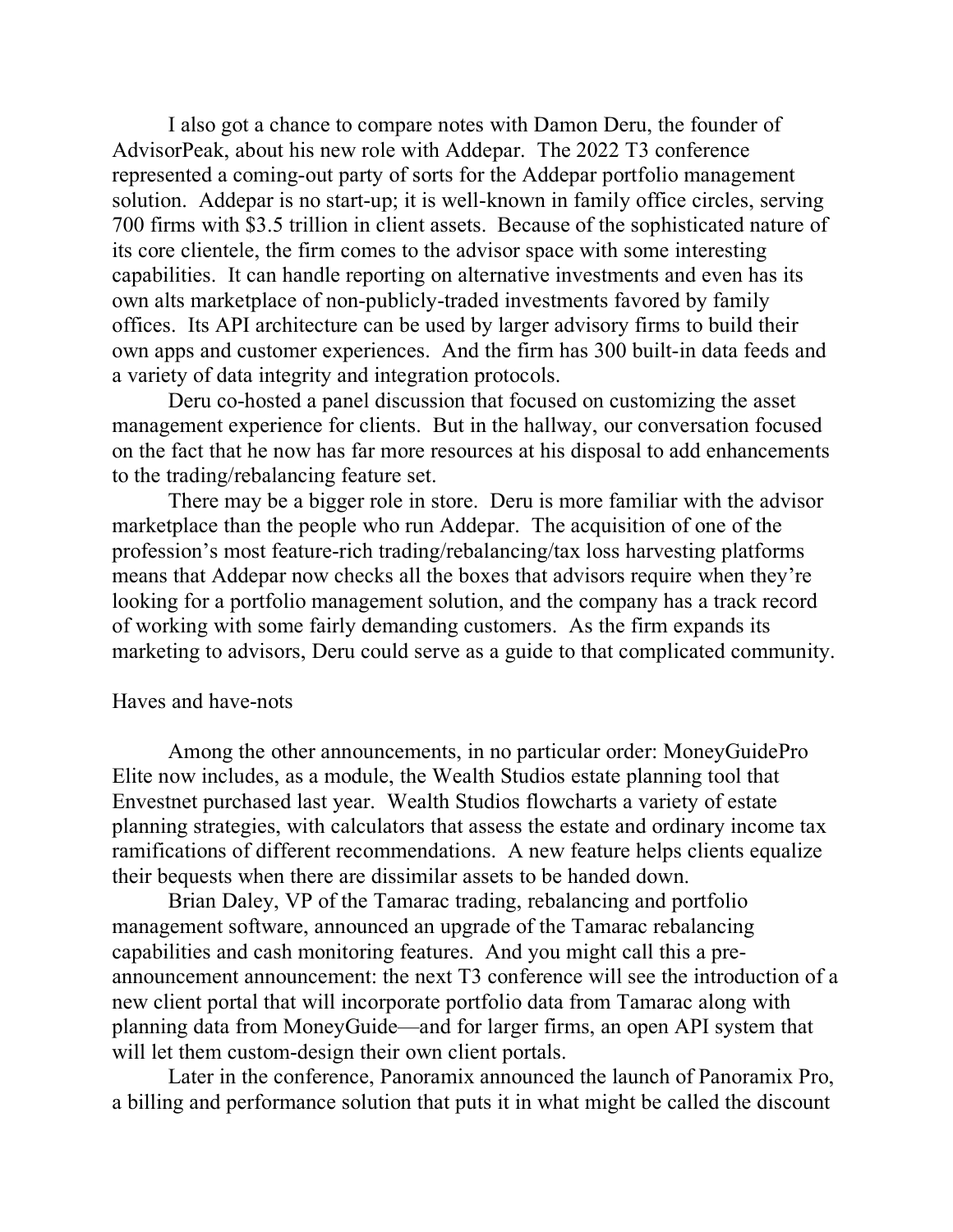I also got a chance to compare notes with Damon Deru, the founder of AdvisorPeak, about his new role with Addepar. The 2022 T3 conference represented a coming-out party of sorts for the Addepar portfolio management solution. Addepar is no start-up; it is well-known in family office circles, serving 700 firms with $3.5 trillion in client assets. Because of the sophisticated nature of its core clientele, the firm comes to the advisor space with some interesting capabilities. It can handle reporting on alternative investments and even has its own alts marketplace of non-publicly-traded investments favored by family offices. Its API architecture can be used by larger advisory firms to build their own apps and customer experiences. And the firm has 300 built-in data feeds and a variety of data integrity and integration protocols.

Deru co-hosted a panel discussion that focused on customizing the asset management experience for clients. But in the hallway, our conversation focused on the fact that he now has far more resources at his disposal to add enhancements to the trading/rebalancing feature set.

There may be a bigger role in store. Deru is more familiar with the advisor marketplace than the people who run Addepar. The acquisition of one of the profession's most feature-rich trading/rebalancing/tax loss harvesting platforms means that Addepar now checks all the boxes that advisors require when they're looking for a portfolio management solution, and the company has a track record of working with some fairly demanding customers. As the firm expands its marketing to advisors, Deru could serve as a guide to that complicated community.

## Haves and have-nots

Among the other announcements, in no particular order: MoneyGuidePro Elite now includes, as a module, the Wealth Studios estate planning tool that Envestnet purchased last year. Wealth Studios flowcharts a variety of estate planning strategies, with calculators that assess the estate and ordinary income tax ramifications of different recommendations. A new feature helps clients equalize their bequests when there are dissimilar assets to be handed down.

Brian Daley, VP of the Tamarac trading, rebalancing and portfolio management software, announced an upgrade of the Tamarac rebalancing capabilities and cash monitoring features. And you might call this a pre-announcement announcement: the next T3 conference will see the introduction of a new client portal that will incorporate portfolio data from Tamarac along with planning data from MoneyGuide—and for larger firms, an open API system that will let them custom-design their own client portals.

Later in the conference, Panoramix announced the launch of Panoramix Pro, a billing and performance solution that puts it in what might be called the discount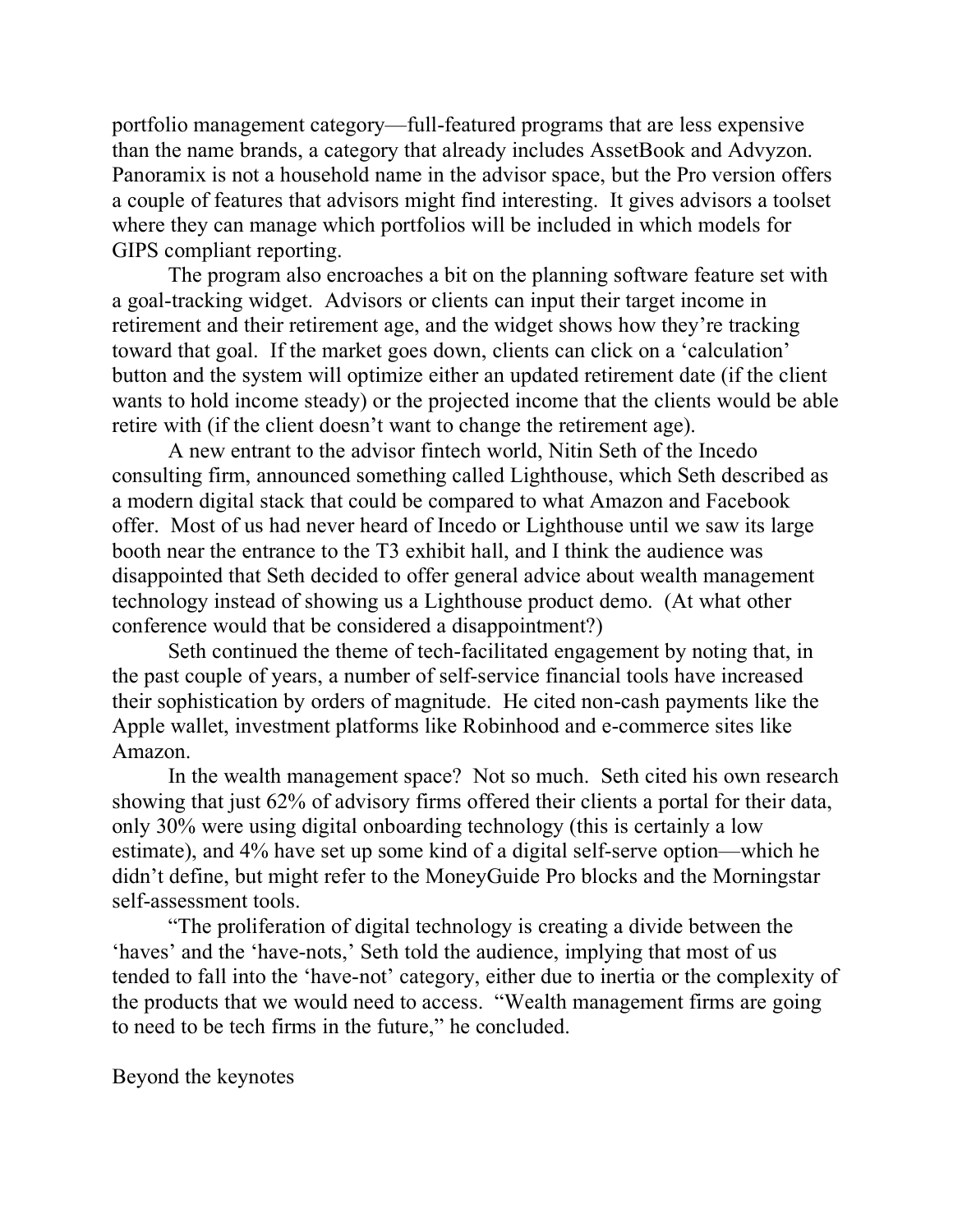portfolio management category—full-featured programs that are less expensive than the name brands, a category that already includes AssetBook and Advyzon. Panoramix is not a household name in the advisor space, but the Pro version offers a couple of features that advisors might find interesting. It gives advisors a toolset where they can manage which portfolios will be included in which models for GIPS compliant reporting.

The program also encroaches a bit on the planning software feature set with a goal-tracking widget. Advisors or clients can input their target income in retirement and their retirement age, and the widget shows how they're tracking toward that goal. If the market goes down, clients can click on a 'calculation' button and the system will optimize either an updated retirement date (if the client wants to hold income steady) or the projected income that the clients would be able retire with (if the client doesn't want to change the retirement age).

A new entrant to the advisor fintech world, Nitin Seth of the Incedo consulting firm, announced something called Lighthouse, which Seth described as a modern digital stack that could be compared to what Amazon and Facebook offer. Most of us had never heard of Incedo or Lighthouse until we saw its large booth near the entrance to the T3 exhibit hall, and I think the audience was disappointed that Seth decided to offer general advice about wealth management technology instead of showing us a Lighthouse product demo. (At what other conference would that be considered a disappointment?)

Seth continued the theme of tech-facilitated engagement by noting that, in the past couple of years, a number of self-service financial tools have increased their sophistication by orders of magnitude. He cited non-cash payments like the Apple wallet, investment platforms like Robinhood and e-commerce sites like Amazon.

In the wealth management space? Not so much. Seth cited his own research showing that just 62% of advisory firms offered their clients a portal for their data, only 30% were using digital onboarding technology (this is certainly a low estimate), and 4% have set up some kind of a digital self-serve option—which he didn't define, but might refer to the MoneyGuide Pro blocks and the Morningstar self-assessment tools.

"The proliferation of digital technology is creating a divide between the 'haves' and the 'have-nots,' Seth told the audience, implying that most of us tended to fall into the 'have-not' category, either due to inertia or the complexity of the products that we would need to access. "Wealth management firms are going to need to be tech firms in the future," he concluded.

## Beyond the keynotes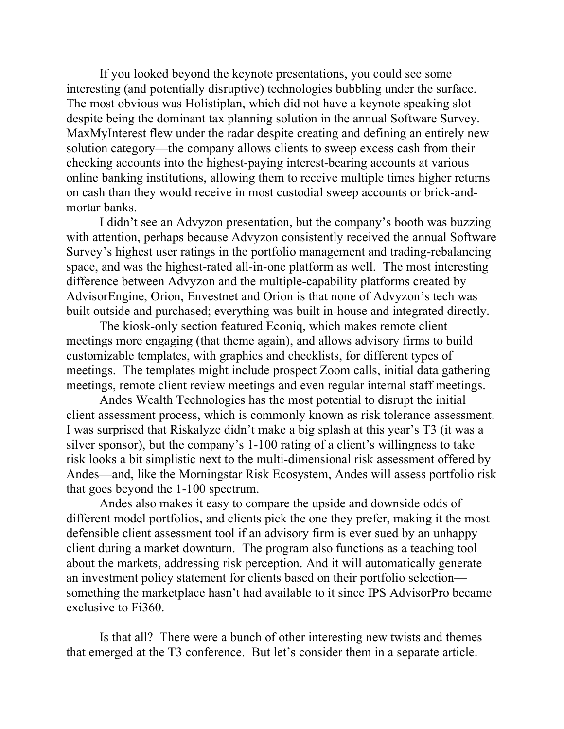If you looked beyond the keynote presentations, you could see some interesting (and potentially disruptive) technologies bubbling under the surface. The most obvious was Holistiplan, which did not have a keynote speaking slot despite being the dominant tax planning solution in the annual Software Survey. MaxMyInterest flew under the radar despite creating and defining an entirely new solution category—the company allows clients to sweep excess cash from their checking accounts into the highest-paying interest-bearing accounts at various online banking institutions, allowing them to receive multiple times higher returns on cash than they would receive in most custodial sweep accounts or brick-and-mortar banks.

I didn't see an Advyzon presentation, but the company's booth was buzzing with attention, perhaps because Advyzon consistently received the annual Software Survey's highest user ratings in the portfolio management and trading-rebalancing space, and was the highest-rated all-in-one platform as well. The most interesting difference between Advyzon and the multiple-capability platforms created by AdvisorEngine, Orion, Envestnet and Orion is that none of Advyzon's tech was built outside and purchased; everything was built in-house and integrated directly.

The kiosk-only section featured Econiq, which makes remote client meetings more engaging (that theme again), and allows advisory firms to build customizable templates, with graphics and checklists, for different types of meetings. The templates might include prospect Zoom calls, initial data gathering meetings, remote client review meetings and even regular internal staff meetings.

Andes Wealth Technologies has the most potential to disrupt the initial client assessment process, which is commonly known as risk tolerance assessment. I was surprised that Riskalyze didn't make a big splash at this year's T3 (it was a silver sponsor), but the company's 1-100 rating of a client's willingness to take risk looks a bit simplistic next to the multi-dimensional risk assessment offered by Andes—and, like the Morningstar Risk Ecosystem, Andes will assess portfolio risk that goes beyond the 1-100 spectrum.

Andes also makes it easy to compare the upside and downside odds of different model portfolios, and clients pick the one they prefer, making it the most defensible client assessment tool if an advisory firm is ever sued by an unhappy client during a market downturn. The program also functions as a teaching tool about the markets, addressing risk perception. And it will automatically generate an investment policy statement for clients based on their portfolio selection—something the marketplace hasn't had available to it since IPS AdvisorPro became exclusive to Fi360.

Is that all? There were a bunch of other interesting new twists and themes that emerged at the T3 conference. But let's consider them in a separate article.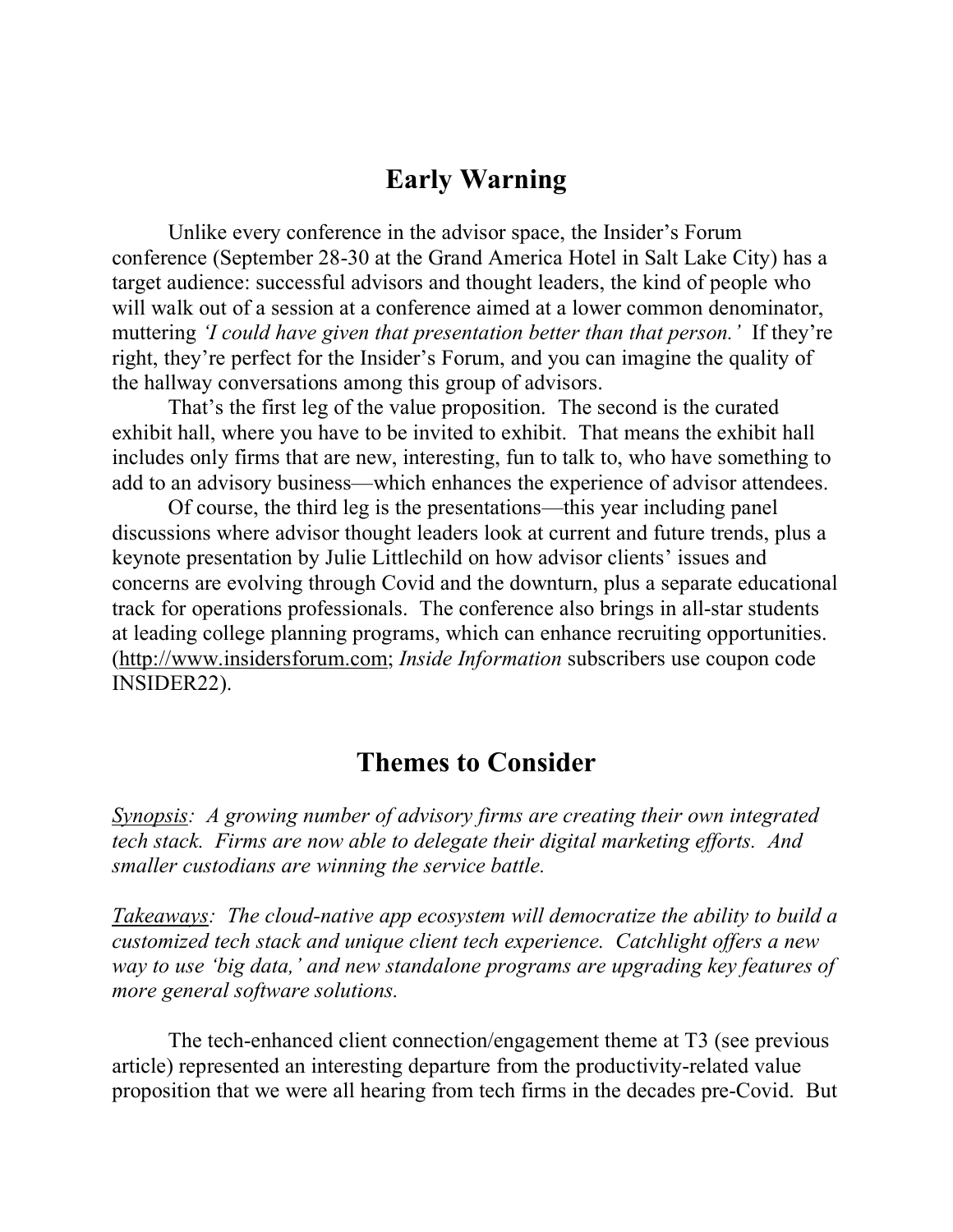## Early Warning

Unlike every conference in the advisor space, the Insider's Forum conference (September 28-30 at the Grand America Hotel in Salt Lake City) has a target audience: successful advisors and thought leaders, the kind of people who will walk out of a session at a conference aimed at a lower common denominator, muttering *'I could have given that presentation better than that person.'* If they're right, they're perfect for the Insider's Forum, and you can imagine the quality of the hallway conversations among this group of advisors.

That's the first leg of the value proposition. The second is the curated exhibit hall, where you have to be invited to exhibit. That means the exhibit hall includes only firms that are new, interesting, fun to talk to, who have something to add to an advisory business—which enhances the experience of advisor attendees.

Of course, the third leg is the presentations—this year including panel discussions where advisor thought leaders look at current and future trends, plus a keynote presentation by Julie Littlechild on how advisor clients' issues and concerns are evolving through Covid and the downturn, plus a separate educational track for operations professionals. The conference also brings in all-star students at leading college planning programs, which can enhance recruiting opportunities. (http://www.insidersforum.com; *Inside Information* subscribers use coupon code INSIDER22).

## Themes to Consider

*Synopsis: A growing number of advisory firms are creating their own integrated tech stack. Firms are now able to delegate their digital marketing efforts. And smaller custodians are winning the service battle.*

*Takeaways: The cloud-native app ecosystem will democratize the ability to build a customized tech stack and unique client tech experience. Catchlight offers a new way to use 'big data,' and new standalone programs are upgrading key features of more general software solutions.*

The tech-enhanced client connection/engagement theme at T3 (see previous article) represented an interesting departure from the productivity-related value proposition that we were all hearing from tech firms in the decades pre-Covid. But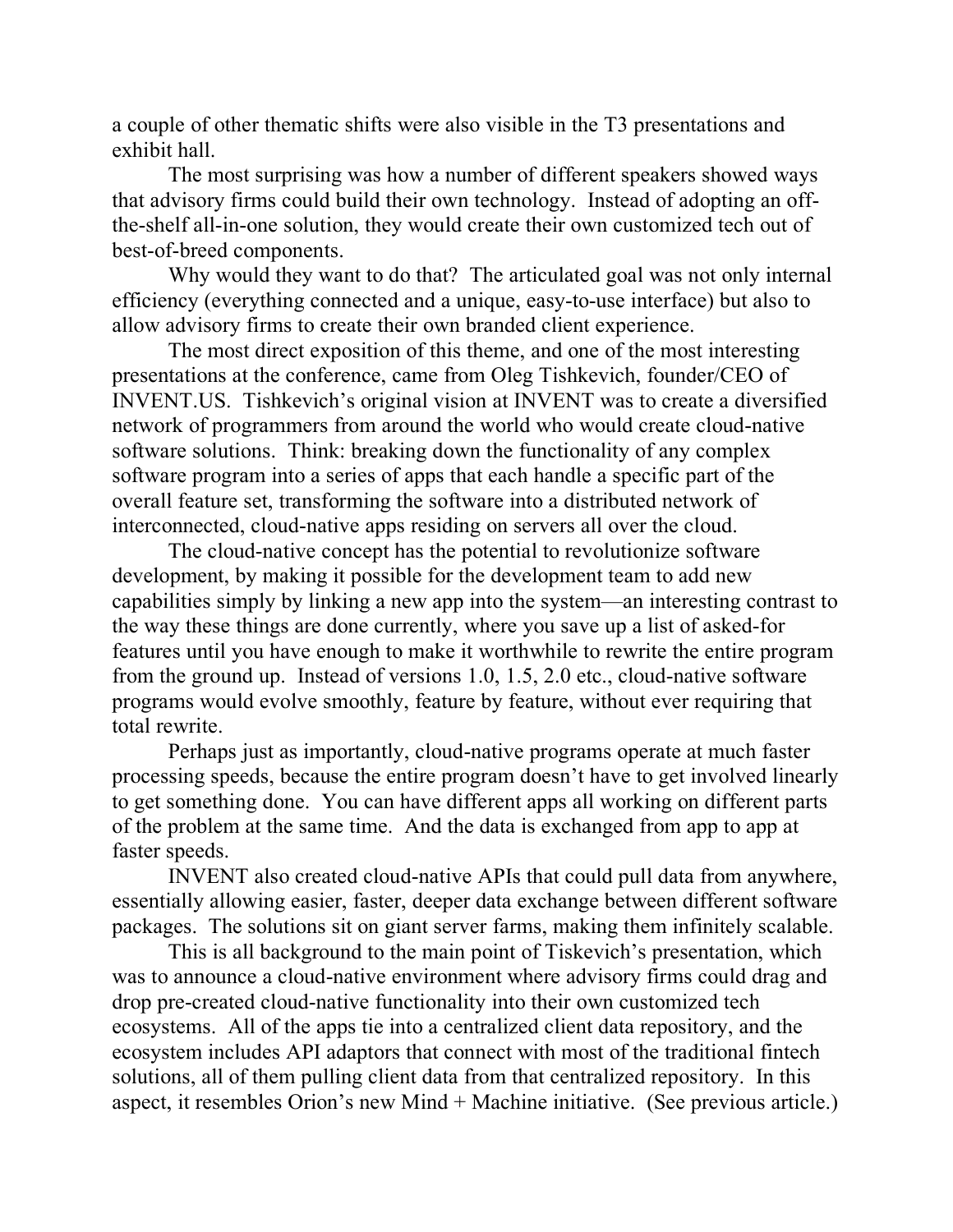a couple of other thematic shifts were also visible in the T3 presentations and exhibit hall.

The most surprising was how a number of different speakers showed ways that advisory firms could build their own technology. Instead of adopting an off-the-shelf all-in-one solution, they would create their own customized tech out of best-of-breed components.

Why would they want to do that? The articulated goal was not only internal efficiency (everything connected and a unique, easy-to-use interface) but also to allow advisory firms to create their own branded client experience.

The most direct exposition of this theme, and one of the most interesting presentations at the conference, came from Oleg Tishkevich, founder/CEO of INVENT.US. Tishkevich's original vision at INVENT was to create a diversified network of programmers from around the world who would create cloud-native software solutions. Think: breaking down the functionality of any complex software program into a series of apps that each handle a specific part of the overall feature set, transforming the software into a distributed network of interconnected, cloud-native apps residing on servers all over the cloud.

The cloud-native concept has the potential to revolutionize software development, by making it possible for the development team to add new capabilities simply by linking a new app into the system—an interesting contrast to the way these things are done currently, where you save up a list of asked-for features until you have enough to make it worthwhile to rewrite the entire program from the ground up. Instead of versions 1.0, 1.5, 2.0 etc., cloud-native software programs would evolve smoothly, feature by feature, without ever requiring that total rewrite.

Perhaps just as importantly, cloud-native programs operate at much faster processing speeds, because the entire program doesn't have to get involved linearly to get something done. You can have different apps all working on different parts of the problem at the same time. And the data is exchanged from app to app at faster speeds.

INVENT also created cloud-native APIs that could pull data from anywhere, essentially allowing easier, faster, deeper data exchange between different software packages. The solutions sit on giant server farms, making them infinitely scalable.

This is all background to the main point of Tiskevich's presentation, which was to announce a cloud-native environment where advisory firms could drag and drop pre-created cloud-native functionality into their own customized tech ecosystems. All of the apps tie into a centralized client data repository, and the ecosystem includes API adaptors that connect with most of the traditional fintech solutions, all of them pulling client data from that centralized repository. In this aspect, it resembles Orion's new Mind + Machine initiative. (See previous article.)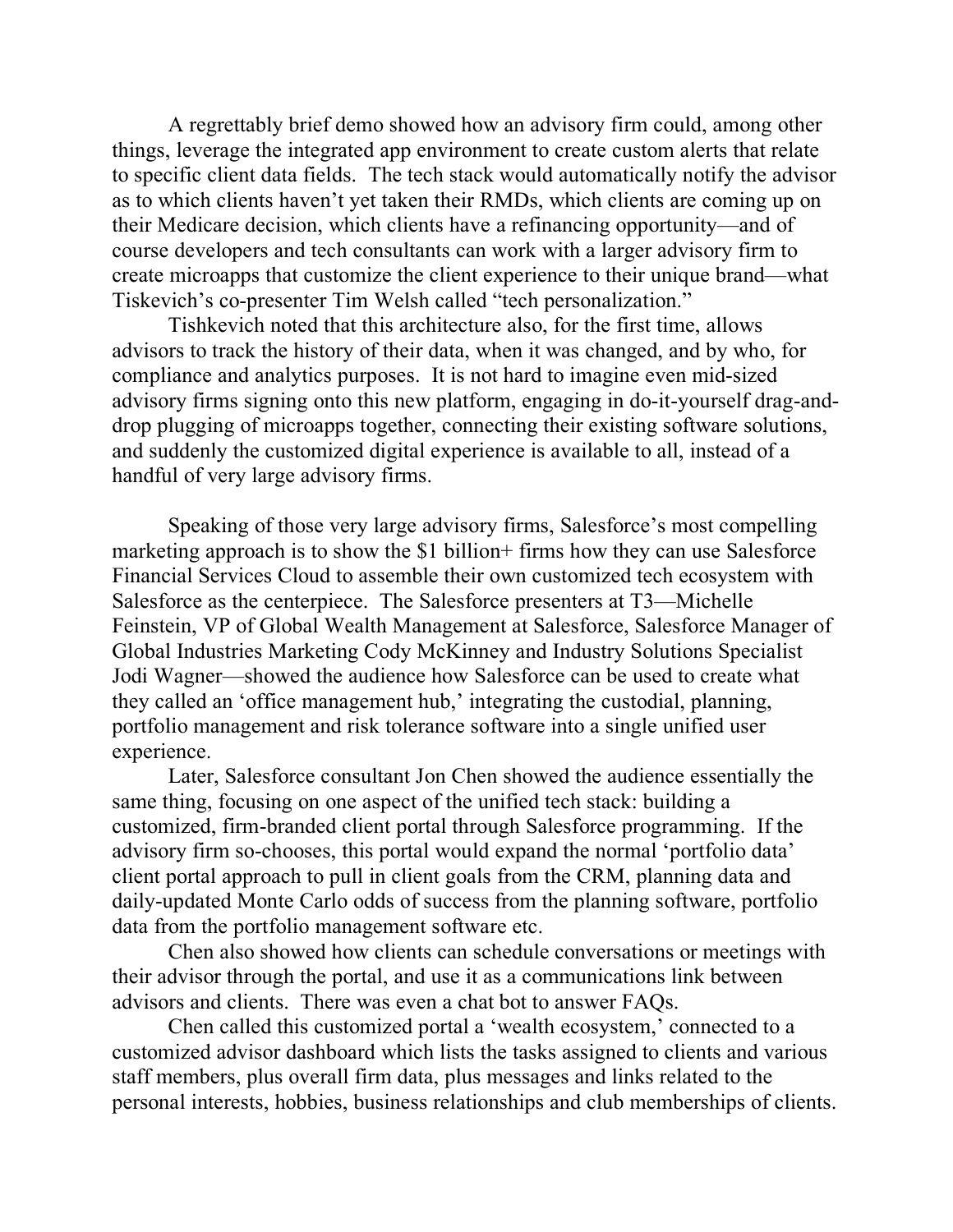A regrettably brief demo showed how an advisory firm could, among other things, leverage the integrated app environment to create custom alerts that relate to specific client data fields. The tech stack would automatically notify the advisor as to which clients haven't yet taken their RMDs, which clients are coming up on their Medicare decision, which clients have a refinancing opportunity—and of course developers and tech consultants can work with a larger advisory firm to create microapps that customize the client experience to their unique brand—what Tiskevich's co-presenter Tim Welsh called "tech personalization."

Tishkevich noted that this architecture also, for the first time, allows advisors to track the history of their data, when it was changed, and by who, for compliance and analytics purposes. It is not hard to imagine even mid-sized advisory firms signing onto this new platform, engaging in do-it-yourself drag-and-drop plugging of microapps together, connecting their existing software solutions, and suddenly the customized digital experience is available to all, instead of a handful of very large advisory firms.

Speaking of those very large advisory firms, Salesforce's most compelling marketing approach is to show the $1 billion+ firms how they can use Salesforce Financial Services Cloud to assemble their own customized tech ecosystem with Salesforce as the centerpiece. The Salesforce presenters at T3—Michelle Feinstein, VP of Global Wealth Management at Salesforce, Salesforce Manager of Global Industries Marketing Cody McKinney and Industry Solutions Specialist Jodi Wagner—showed the audience how Salesforce can be used to create what they called an 'office management hub,' integrating the custodial, planning, portfolio management and risk tolerance software into a single unified user experience.

Later, Salesforce consultant Jon Chen showed the audience essentially the same thing, focusing on one aspect of the unified tech stack: building a customized, firm-branded client portal through Salesforce programming. If the advisory firm so-chooses, this portal would expand the normal 'portfolio data' client portal approach to pull in client goals from the CRM, planning data and daily-updated Monte Carlo odds of success from the planning software, portfolio data from the portfolio management software etc.

Chen also showed how clients can schedule conversations or meetings with their advisor through the portal, and use it as a communications link between advisors and clients. There was even a chat bot to answer FAQs.

Chen called this customized portal a 'wealth ecosystem,' connected to a customized advisor dashboard which lists the tasks assigned to clients and various staff members, plus overall firm data, plus messages and links related to the personal interests, hobbies, business relationships and club memberships of clients.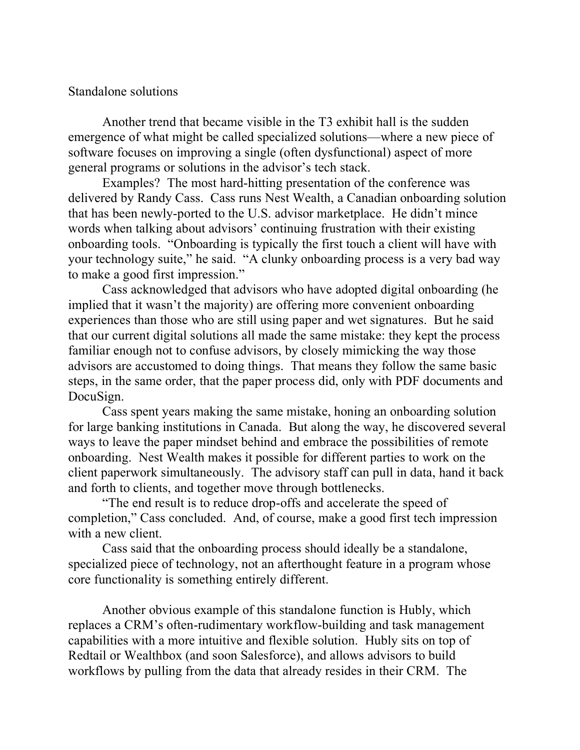## Standalone solutions

Another trend that became visible in the T3 exhibit hall is the sudden emergence of what might be called specialized solutions—where a new piece of software focuses on improving a single (often dysfunctional) aspect of more general programs or solutions in the advisor's tech stack.

Examples? The most hard-hitting presentation of the conference was delivered by Randy Cass. Cass runs Nest Wealth, a Canadian onboarding solution that has been newly-ported to the U.S. advisor marketplace. He didn't mince words when talking about advisors' continuing frustration with their existing onboarding tools. "Onboarding is typically the first touch a client will have with your technology suite," he said. "A clunky onboarding process is a very bad way to make a good first impression."

Cass acknowledged that advisors who have adopted digital onboarding (he implied that it wasn't the majority) are offering more convenient onboarding experiences than those who are still using paper and wet signatures. But he said that our current digital solutions all made the same mistake: they kept the process familiar enough not to confuse advisors, by closely mimicking the way those advisors are accustomed to doing things. That means they follow the same basic steps, in the same order, that the paper process did, only with PDF documents and DocuSign.

Cass spent years making the same mistake, honing an onboarding solution for large banking institutions in Canada. But along the way, he discovered several ways to leave the paper mindset behind and embrace the possibilities of remote onboarding. Nest Wealth makes it possible for different parties to work on the client paperwork simultaneously. The advisory staff can pull in data, hand it back and forth to clients, and together move through bottlenecks.

"The end result is to reduce drop-offs and accelerate the speed of completion," Cass concluded. And, of course, make a good first tech impression with a new client.

Cass said that the onboarding process should ideally be a standalone, specialized piece of technology, not an afterthought feature in a program whose core functionality is something entirely different.

Another obvious example of this standalone function is Hubly, which replaces a CRM's often-rudimentary workflow-building and task management capabilities with a more intuitive and flexible solution. Hubly sits on top of Redtail or Wealthbox (and soon Salesforce), and allows advisors to build workflows by pulling from the data that already resides in their CRM. The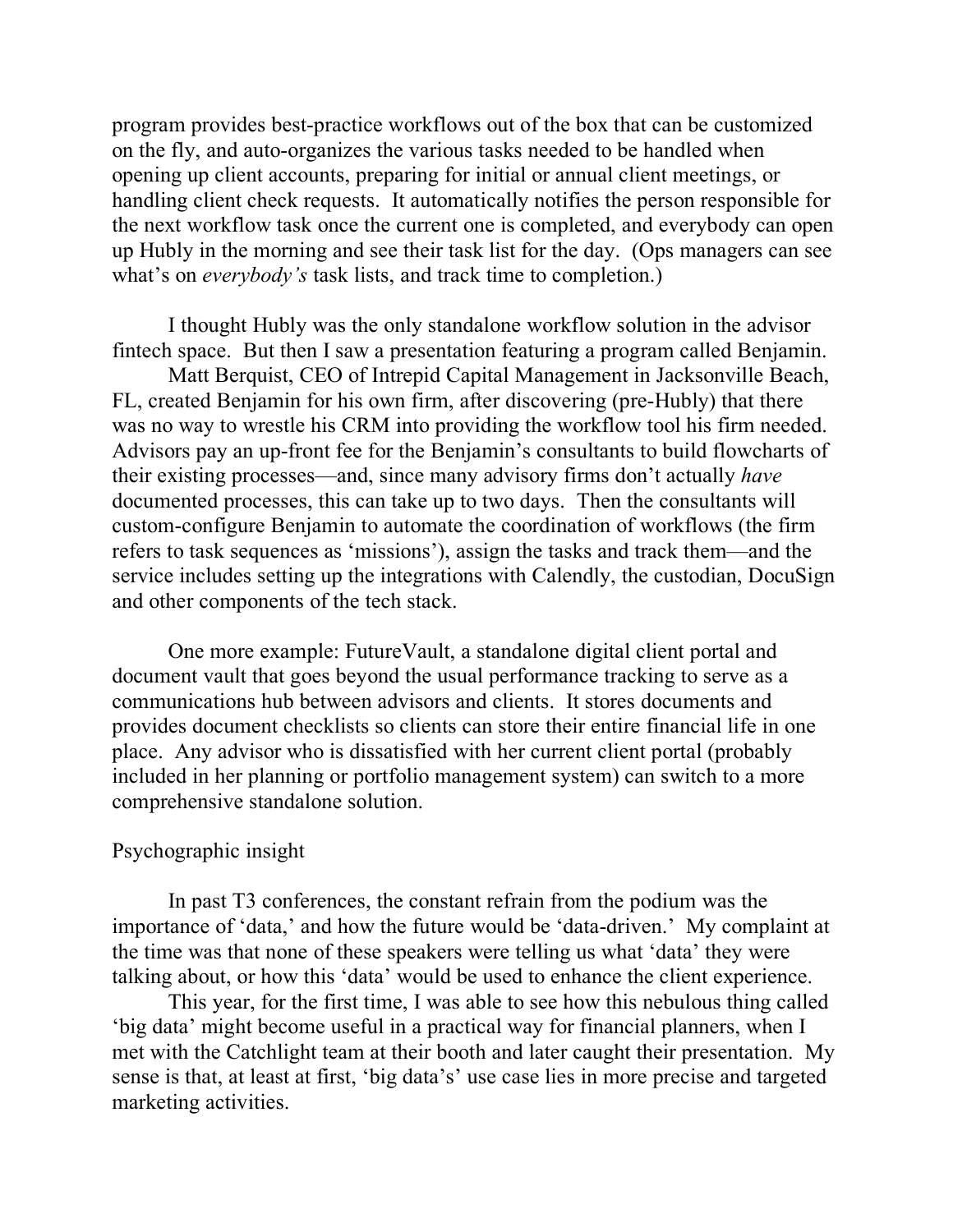program provides best-practice workflows out of the box that can be customized on the fly, and auto-organizes the various tasks needed to be handled when opening up client accounts, preparing for initial or annual client meetings, or handling client check requests. It automatically notifies the person responsible for the next workflow task once the current one is completed, and everybody can open up Hubly in the morning and see their task list for the day. (Ops managers can see what's on *everybody's* task lists, and track time to completion.)

I thought Hubly was the only standalone workflow solution in the advisor fintech space. But then I saw a presentation featuring a program called Benjamin.

Matt Berquist, CEO of Intrepid Capital Management in Jacksonville Beach, FL, created Benjamin for his own firm, after discovering (pre-Hubly) that there was no way to wrestle his CRM into providing the workflow tool his firm needed. Advisors pay an up-front fee for the Benjamin's consultants to build flowcharts of their existing processes—and, since many advisory firms don't actually *have* documented processes, this can take up to two days. Then the consultants will custom-configure Benjamin to automate the coordination of workflows (the firm refers to task sequences as 'missions'), assign the tasks and track them—and the service includes setting up the integrations with Calendly, the custodian, DocuSign and other components of the tech stack.

One more example: FutureVault, a standalone digital client portal and document vault that goes beyond the usual performance tracking to serve as a communications hub between advisors and clients. It stores documents and provides document checklists so clients can store their entire financial life in one place. Any advisor who is dissatisfied with her current client portal (probably included in her planning or portfolio management system) can switch to a more comprehensive standalone solution.

## Psychographic insight

In past T3 conferences, the constant refrain from the podium was the importance of 'data,' and how the future would be 'data-driven.' My complaint at the time was that none of these speakers were telling us what 'data' they were talking about, or how this 'data' would be used to enhance the client experience.

This year, for the first time, I was able to see how this nebulous thing called 'big data' might become useful in a practical way for financial planners, when I met with the Catchlight team at their booth and later caught their presentation. My sense is that, at least at first, 'big data's' use case lies in more precise and targeted marketing activities.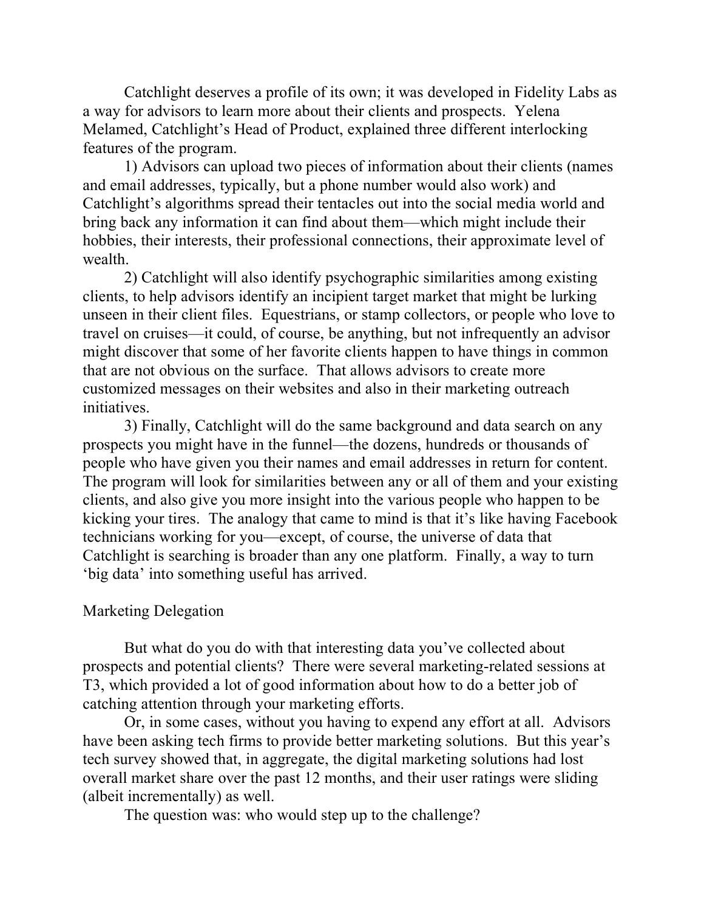Catchlight deserves a profile of its own; it was developed in Fidelity Labs as a way for advisors to learn more about their clients and prospects. Yelena Melamed, Catchlight's Head of Product, explained three different interlocking features of the program.

1) Advisors can upload two pieces of information about their clients (names and email addresses, typically, but a phone number would also work) and Catchlight's algorithms spread their tentacles out into the social media world and bring back any information it can find about them—which might include their hobbies, their interests, their professional connections, their approximate level of wealth.

2) Catchlight will also identify psychographic similarities among existing clients, to help advisors identify an incipient target market that might be lurking unseen in their client files. Equestrians, or stamp collectors, or people who love to travel on cruises—it could, of course, be anything, but not infrequently an advisor might discover that some of her favorite clients happen to have things in common that are not obvious on the surface. That allows advisors to create more customized messages on their websites and also in their marketing outreach initiatives.

3) Finally, Catchlight will do the same background and data search on any prospects you might have in the funnel—the dozens, hundreds or thousands of people who have given you their names and email addresses in return for content. The program will look for similarities between any or all of them and your existing clients, and also give you more insight into the various people who happen to be kicking your tires. The analogy that came to mind is that it's like having Facebook technicians working for you—except, of course, the universe of data that Catchlight is searching is broader than any one platform. Finally, a way to turn 'big data' into something useful has arrived.

## Marketing Delegation

But what do you do with that interesting data you've collected about prospects and potential clients? There were several marketing-related sessions at T3, which provided a lot of good information about how to do a better job of catching attention through your marketing efforts.

Or, in some cases, without you having to expend any effort at all. Advisors have been asking tech firms to provide better marketing solutions. But this year's tech survey showed that, in aggregate, the digital marketing solutions had lost overall market share over the past 12 months, and their user ratings were sliding (albeit incrementally) as well.

The question was: who would step up to the challenge?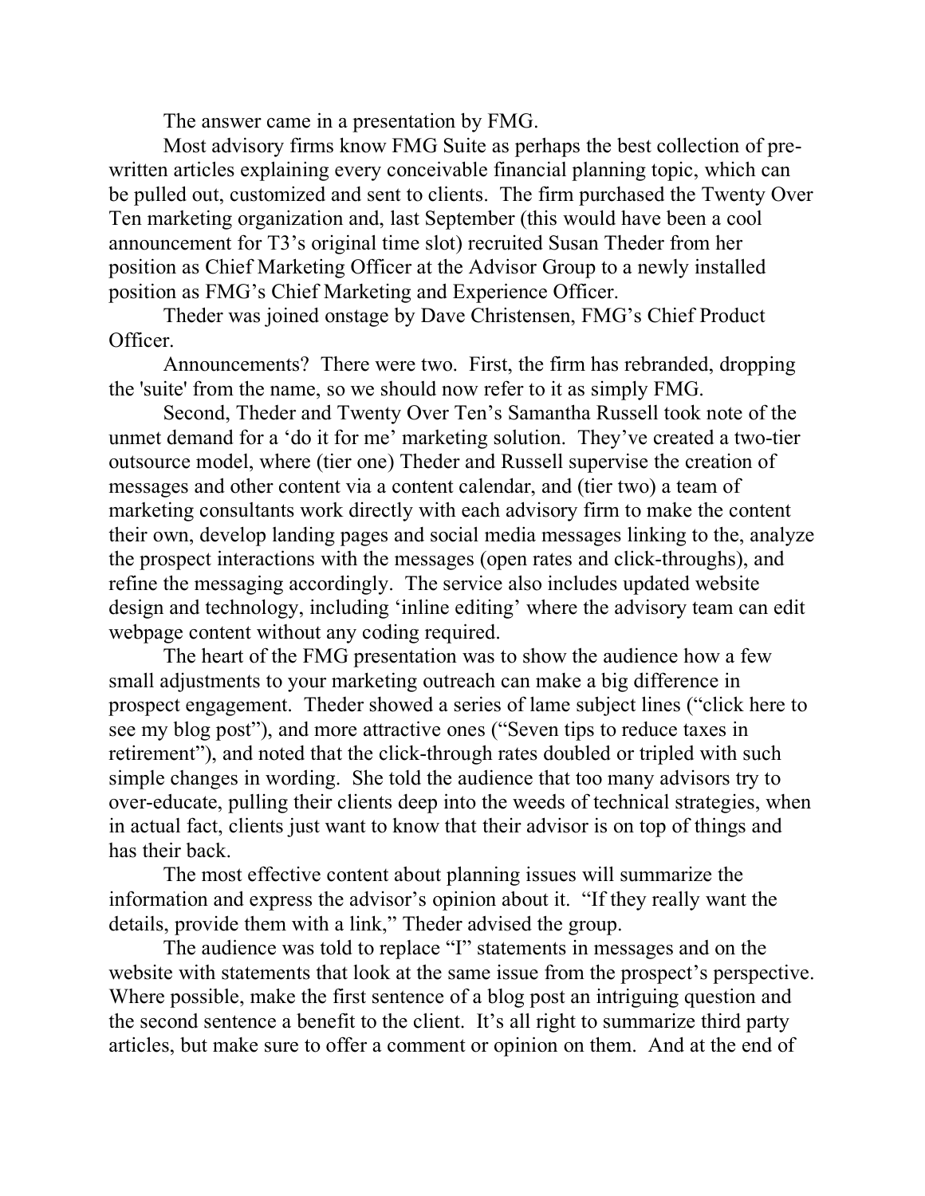The answer came in a presentation by FMG.

Most advisory firms know FMG Suite as perhaps the best collection of pre-written articles explaining every conceivable financial planning topic, which can be pulled out, customized and sent to clients. The firm purchased the Twenty Over Ten marketing organization and, last September (this would have been a cool announcement for T3's original time slot) recruited Susan Theder from her position as Chief Marketing Officer at the Advisor Group to a newly installed position as FMG's Chief Marketing and Experience Officer.

Theder was joined onstage by Dave Christensen, FMG's Chief Product Officer.

Announcements? There were two. First, the firm has rebranded, dropping the 'suite' from the name, so we should now refer to it as simply FMG.

Second, Theder and Twenty Over Ten's Samantha Russell took note of the unmet demand for a 'do it for me' marketing solution. They've created a two-tier outsource model, where (tier one) Theder and Russell supervise the creation of messages and other content via a content calendar, and (tier two) a team of marketing consultants work directly with each advisory firm to make the content their own, develop landing pages and social media messages linking to the, analyze the prospect interactions with the messages (open rates and click-throughs), and refine the messaging accordingly. The service also includes updated website design and technology, including 'inline editing' where the advisory team can edit webpage content without any coding required.

The heart of the FMG presentation was to show the audience how a few small adjustments to your marketing outreach can make a big difference in prospect engagement. Theder showed a series of lame subject lines ("click here to see my blog post"), and more attractive ones ("Seven tips to reduce taxes in retirement"), and noted that the click-through rates doubled or tripled with such simple changes in wording. She told the audience that too many advisors try to over-educate, pulling their clients deep into the weeds of technical strategies, when in actual fact, clients just want to know that their advisor is on top of things and has their back.

The most effective content about planning issues will summarize the information and express the advisor's opinion about it. "If they really want the details, provide them with a link," Theder advised the group.

The audience was told to replace "I" statements in messages and on the website with statements that look at the same issue from the prospect's perspective. Where possible, make the first sentence of a blog post an intriguing question and the second sentence a benefit to the client. It's all right to summarize third party articles, but make sure to offer a comment or opinion on them. And at the end of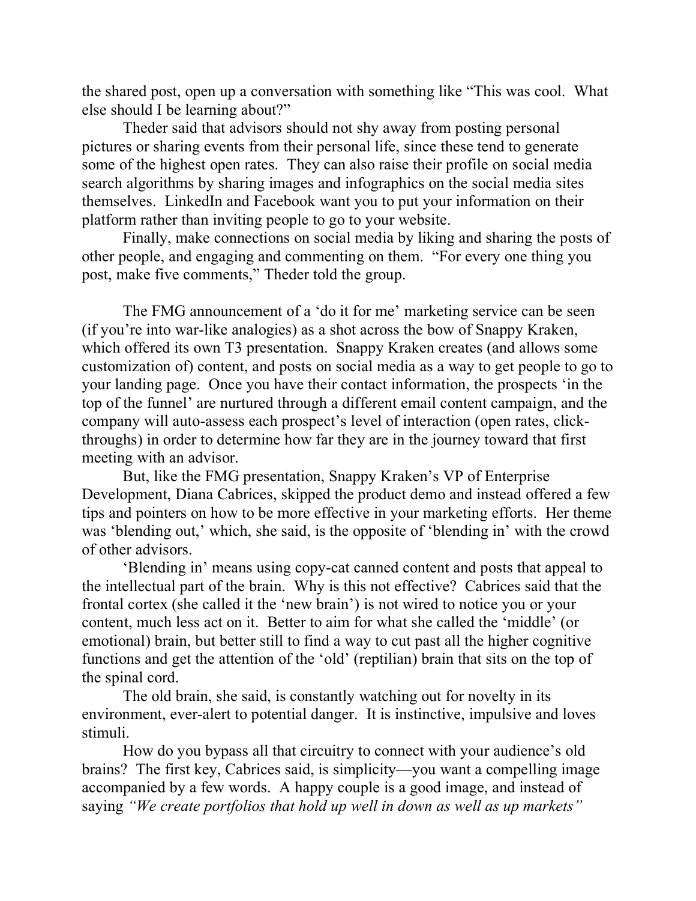the shared post, open up a conversation with something like "This was cool. What else should I be learning about?"

Theder said that advisors should not shy away from posting personal pictures or sharing events from their personal life, since these tend to generate some of the highest open rates. They can also raise their profile on social media search algorithms by sharing images and infographics on the social media sites themselves. LinkedIn and Facebook want you to put your information on their platform rather than inviting people to go to your website.

Finally, make connections on social media by liking and sharing the posts of other people, and engaging and commenting on them. "For every one thing you post, make five comments," Theder told the group.

The FMG announcement of a 'do it for me' marketing service can be seen (if you're into war-like analogies) as a shot across the bow of Snappy Kraken, which offered its own T3 presentation. Snappy Kraken creates (and allows some customization of) content, and posts on social media as a way to get people to go to your landing page. Once you have their contact information, the prospects 'in the top of the funnel' are nurtured through a different email content campaign, and the company will auto-assess each prospect's level of interaction (open rates, click-throughs) in order to determine how far they are in the journey toward that first meeting with an advisor.

But, like the FMG presentation, Snappy Kraken's VP of Enterprise Development, Diana Cabrices, skipped the product demo and instead offered a few tips and pointers on how to be more effective in your marketing efforts. Her theme was 'blending out,' which, she said, is the opposite of 'blending in' with the crowd of other advisors.

'Blending in' means using copy-cat canned content and posts that appeal to the intellectual part of the brain. Why is this not effective? Cabrices said that the frontal cortex (she called it the 'new brain') is not wired to notice you or your content, much less act on it. Better to aim for what she called the 'middle' (or emotional) brain, but better still to find a way to cut past all the higher cognitive functions and get the attention of the 'old' (reptilian) brain that sits on the top of the spinal cord.

The old brain, she said, is constantly watching out for novelty in its environment, ever-alert to potential danger. It is instinctive, impulsive and loves stimuli.

How do you bypass all that circuitry to connect with your audience's old brains? The first key, Cabrices said, is simplicity—you want a compelling image accompanied by a few words. A happy couple is a good image, and instead of saying *"We create portfolios that hold up well in down as well as up markets"*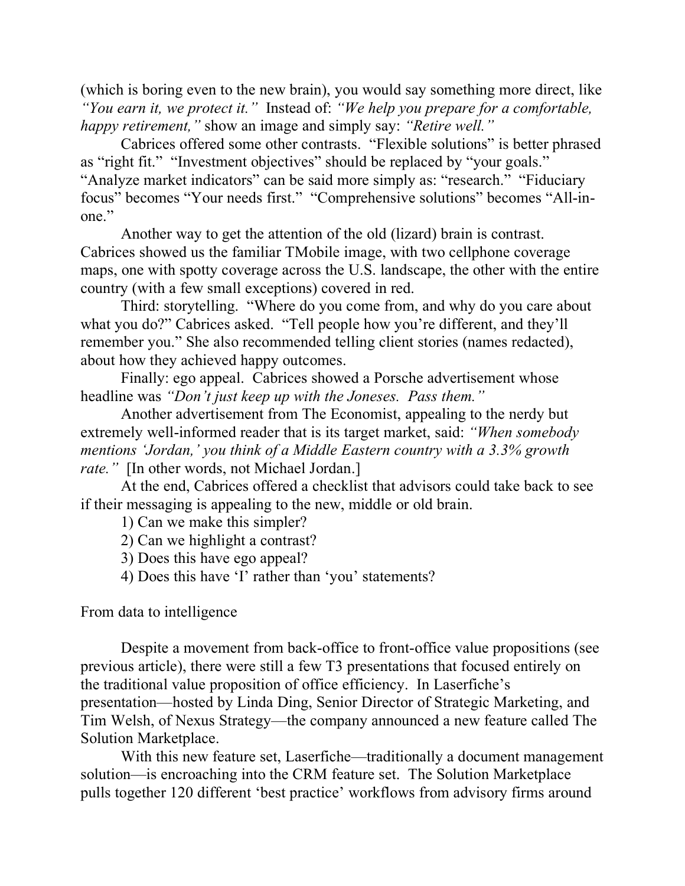(which is boring even to the new brain), you would say something more direct, like *"You earn it, we protect it."* Instead of: *"We help you prepare for a comfortable, happy retirement,"* show an image and simply say: *"Retire well."*

Cabrices offered some other contrasts. "Flexible solutions" is better phrased as "right fit." "Investment objectives" should be replaced by "your goals." "Analyze market indicators" can be said more simply as: "research." "Fiduciary focus" becomes "Your needs first." "Comprehensive solutions" becomes "All-in-one."

Another way to get the attention of the old (lizard) brain is contrast. Cabrices showed us the familiar TMobile image, with two cellphone coverage maps, one with spotty coverage across the U.S. landscape, the other with the entire country (with a few small exceptions) covered in red.

Third: storytelling. "Where do you come from, and why do you care about what you do?" Cabrices asked. "Tell people how you're different, and they'll remember you." She also recommended telling client stories (names redacted), about how they achieved happy outcomes.

Finally: ego appeal. Cabrices showed a Porsche advertisement whose headline was *"Don't just keep up with the Joneses. Pass them."*

Another advertisement from The Economist, appealing to the nerdy but extremely well-informed reader that is its target market, said: *"When somebody mentions 'Jordan,' you think of a Middle Eastern country with a 3.3% growth rate."* [In other words, not Michael Jordan.]

At the end, Cabrices offered a checklist that advisors could take back to see if their messaging is appealing to the new, middle or old brain.

1) Can we make this simpler?
2) Can we highlight a contrast?
3) Does this have ego appeal?
4) Does this have 'I' rather than 'you' statements?

## From data to intelligence

Despite a movement from back-office to front-office value propositions (see previous article), there were still a few T3 presentations that focused entirely on the traditional value proposition of office efficiency. In Laserfiche's presentation—hosted by Linda Ding, Senior Director of Strategic Marketing, and Tim Welsh, of Nexus Strategy—the company announced a new feature called The Solution Marketplace.

With this new feature set, Laserfiche—traditionally a document management solution—is encroaching into the CRM feature set. The Solution Marketplace pulls together 120 different 'best practice' workflows from advisory firms around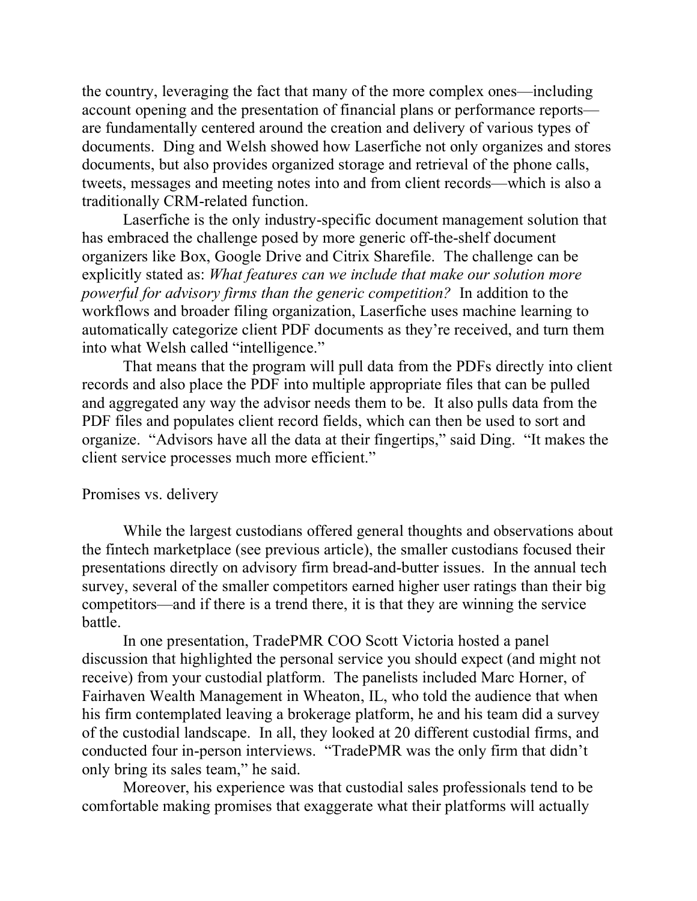the country, leveraging the fact that many of the more complex ones—including account opening and the presentation of financial plans or performance reports—are fundamentally centered around the creation and delivery of various types of documents. Ding and Welsh showed how Laserfiche not only organizes and stores documents, but also provides organized storage and retrieval of the phone calls, tweets, messages and meeting notes into and from client records—which is also a traditionally CRM-related function.

Laserfiche is the only industry-specific document management solution that has embraced the challenge posed by more generic off-the-shelf document organizers like Box, Google Drive and Citrix Sharefile. The challenge can be explicitly stated as: *What features can we include that make our solution more powerful for advisory firms than the generic competition?* In addition to the workflows and broader filing organization, Laserfiche uses machine learning to automatically categorize client PDF documents as they're received, and turn them into what Welsh called "intelligence."

That means that the program will pull data from the PDFs directly into client records and also place the PDF into multiple appropriate files that can be pulled and aggregated any way the advisor needs them to be. It also pulls data from the PDF files and populates client record fields, which can then be used to sort and organize. "Advisors have all the data at their fingertips," said Ding. "It makes the client service processes much more efficient."

## Promises vs. delivery

While the largest custodians offered general thoughts and observations about the fintech marketplace (see previous article), the smaller custodians focused their presentations directly on advisory firm bread-and-butter issues. In the annual tech survey, several of the smaller competitors earned higher user ratings than their big competitors—and if there is a trend there, it is that they are winning the service battle.

In one presentation, TradePMR COO Scott Victoria hosted a panel discussion that highlighted the personal service you should expect (and might not receive) from your custodial platform. The panelists included Marc Horner, of Fairhaven Wealth Management in Wheaton, IL, who told the audience that when his firm contemplated leaving a brokerage platform, he and his team did a survey of the custodial landscape. In all, they looked at 20 different custodial firms, and conducted four in-person interviews. "TradePMR was the only firm that didn't only bring its sales team," he said.

Moreover, his experience was that custodial sales professionals tend to be comfortable making promises that exaggerate what their platforms will actually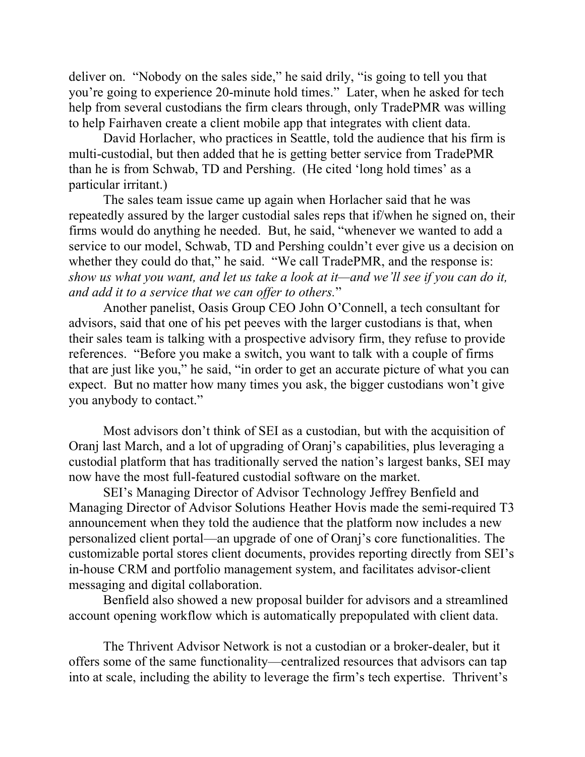deliver on. "Nobody on the sales side," he said drily, "is going to tell you that you're going to experience 20-minute hold times." Later, when he asked for tech help from several custodians the firm clears through, only TradePMR was willing to help Fairhaven create a client mobile app that integrates with client data.

David Horlacher, who practices in Seattle, told the audience that his firm is multi-custodial, but then added that he is getting better service from TradePMR than he is from Schwab, TD and Pershing. (He cited 'long hold times' as a particular irritant.)

The sales team issue came up again when Horlacher said that he was repeatedly assured by the larger custodial sales reps that if/when he signed on, their firms would do anything he needed. But, he said, "whenever we wanted to add a service to our model, Schwab, TD and Pershing couldn't ever give us a decision on whether they could do that," he said. "We call TradePMR, and the response is: *show us what you want, and let us take a look at it—and we'll see if you can do it, and add it to a service that we can offer to others.*"

Another panelist, Oasis Group CEO John O'Connell, a tech consultant for advisors, said that one of his pet peeves with the larger custodians is that, when their sales team is talking with a prospective advisory firm, they refuse to provide references. "Before you make a switch, you want to talk with a couple of firms that are just like you," he said, "in order to get an accurate picture of what you can expect. But no matter how many times you ask, the bigger custodians won't give you anybody to contact."

Most advisors don't think of SEI as a custodian, but with the acquisition of Oranj last March, and a lot of upgrading of Oranj's capabilities, plus leveraging a custodial platform that has traditionally served the nation's largest banks, SEI may now have the most full-featured custodial software on the market.

SEI's Managing Director of Advisor Technology Jeffrey Benfield and Managing Director of Advisor Solutions Heather Hovis made the semi-required T3 announcement when they told the audience that the platform now includes a new personalized client portal—an upgrade of one of Oranj's core functionalities. The customizable portal stores client documents, provides reporting directly from SEI's in-house CRM and portfolio management system, and facilitates advisor-client messaging and digital collaboration.

Benfield also showed a new proposal builder for advisors and a streamlined account opening workflow which is automatically prepopulated with client data.

The Thrivent Advisor Network is not a custodian or a broker-dealer, but it offers some of the same functionality—centralized resources that advisors can tap into at scale, including the ability to leverage the firm's tech expertise. Thrivent's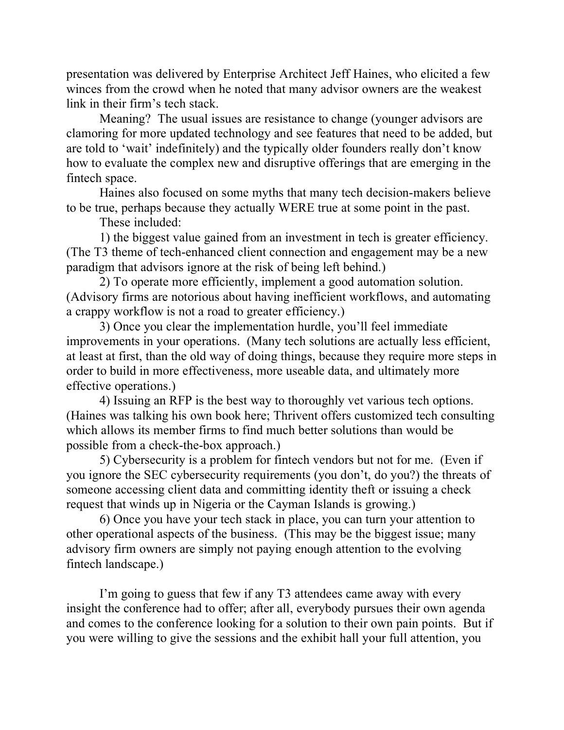presentation was delivered by Enterprise Architect Jeff Haines, who elicited a few winces from the crowd when he noted that many advisor owners are the weakest link in their firm's tech stack.

Meaning? The usual issues are resistance to change (younger advisors are clamoring for more updated technology and see features that need to be added, but are told to 'wait' indefinitely) and the typically older founders really don't know how to evaluate the complex new and disruptive offerings that are emerging in the fintech space.

Haines also focused on some myths that many tech decision-makers believe to be true, perhaps because they actually WERE true at some point in the past.

These included:

1) the biggest value gained from an investment in tech is greater efficiency. (The T3 theme of tech-enhanced client connection and engagement may be a new paradigm that advisors ignore at the risk of being left behind.)

2) To operate more efficiently, implement a good automation solution. (Advisory firms are notorious about having inefficient workflows, and automating a crappy workflow is not a road to greater efficiency.)

3) Once you clear the implementation hurdle, you'll feel immediate improvements in your operations. (Many tech solutions are actually less efficient, at least at first, than the old way of doing things, because they require more steps in order to build in more effectiveness, more useable data, and ultimately more effective operations.)

4) Issuing an RFP is the best way to thoroughly vet various tech options. (Haines was talking his own book here; Thrivent offers customized tech consulting which allows its member firms to find much better solutions than would be possible from a check-the-box approach.)

5) Cybersecurity is a problem for fintech vendors but not for me. (Even if you ignore the SEC cybersecurity requirements (you don't, do you?) the threats of someone accessing client data and committing identity theft or issuing a check request that winds up in Nigeria or the Cayman Islands is growing.)

6) Once you have your tech stack in place, you can turn your attention to other operational aspects of the business. (This may be the biggest issue; many advisory firm owners are simply not paying enough attention to the evolving fintech landscape.)

I'm going to guess that few if any T3 attendees came away with every insight the conference had to offer; after all, everybody pursues their own agenda and comes to the conference looking for a solution to their own pain points. But if you were willing to give the sessions and the exhibit hall your full attention, you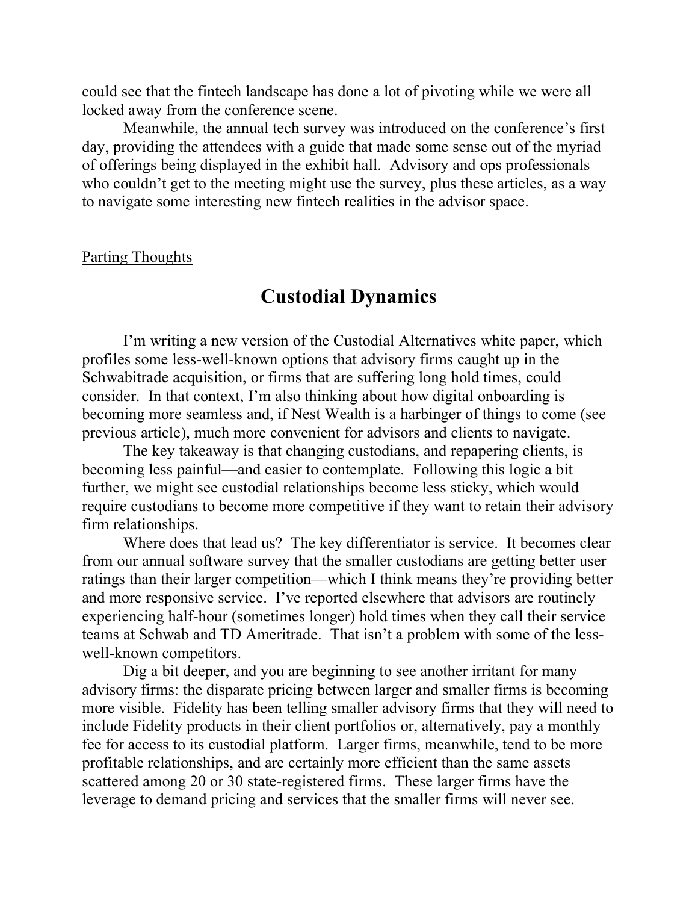could see that the fintech landscape has done a lot of pivoting while we were all locked away from the conference scene.

Meanwhile, the annual tech survey was introduced on the conference's first day, providing the attendees with a guide that made some sense out of the myriad of offerings being displayed in the exhibit hall. Advisory and ops professionals who couldn't get to the meeting might use the survey, plus these articles, as a way to navigate some interesting new fintech realities in the advisor space.

<u>Parting Thoughts</u>

## Custodial Dynamics

I'm writing a new version of the Custodial Alternatives white paper, which profiles some less-well-known options that advisory firms caught up in the Schwabitrade acquisition, or firms that are suffering long hold times, could consider. In that context, I'm also thinking about how digital onboarding is becoming more seamless and, if Nest Wealth is a harbinger of things to come (see previous article), much more convenient for advisors and clients to navigate.

The key takeaway is that changing custodians, and repapering clients, is becoming less painful—and easier to contemplate. Following this logic a bit further, we might see custodial relationships become less sticky, which would require custodians to become more competitive if they want to retain their advisory firm relationships.

Where does that lead us? The key differentiator is service. It becomes clear from our annual software survey that the smaller custodians are getting better user ratings than their larger competition—which I think means they're providing better and more responsive service. I've reported elsewhere that advisors are routinely experiencing half-hour (sometimes longer) hold times when they call their service teams at Schwab and TD Ameritrade. That isn't a problem with some of the less-well-known competitors.

Dig a bit deeper, and you are beginning to see another irritant for many advisory firms: the disparate pricing between larger and smaller firms is becoming more visible. Fidelity has been telling smaller advisory firms that they will need to include Fidelity products in their client portfolios or, alternatively, pay a monthly fee for access to its custodial platform. Larger firms, meanwhile, tend to be more profitable relationships, and are certainly more efficient than the same assets scattered among 20 or 30 state-registered firms. These larger firms have the leverage to demand pricing and services that the smaller firms will never see.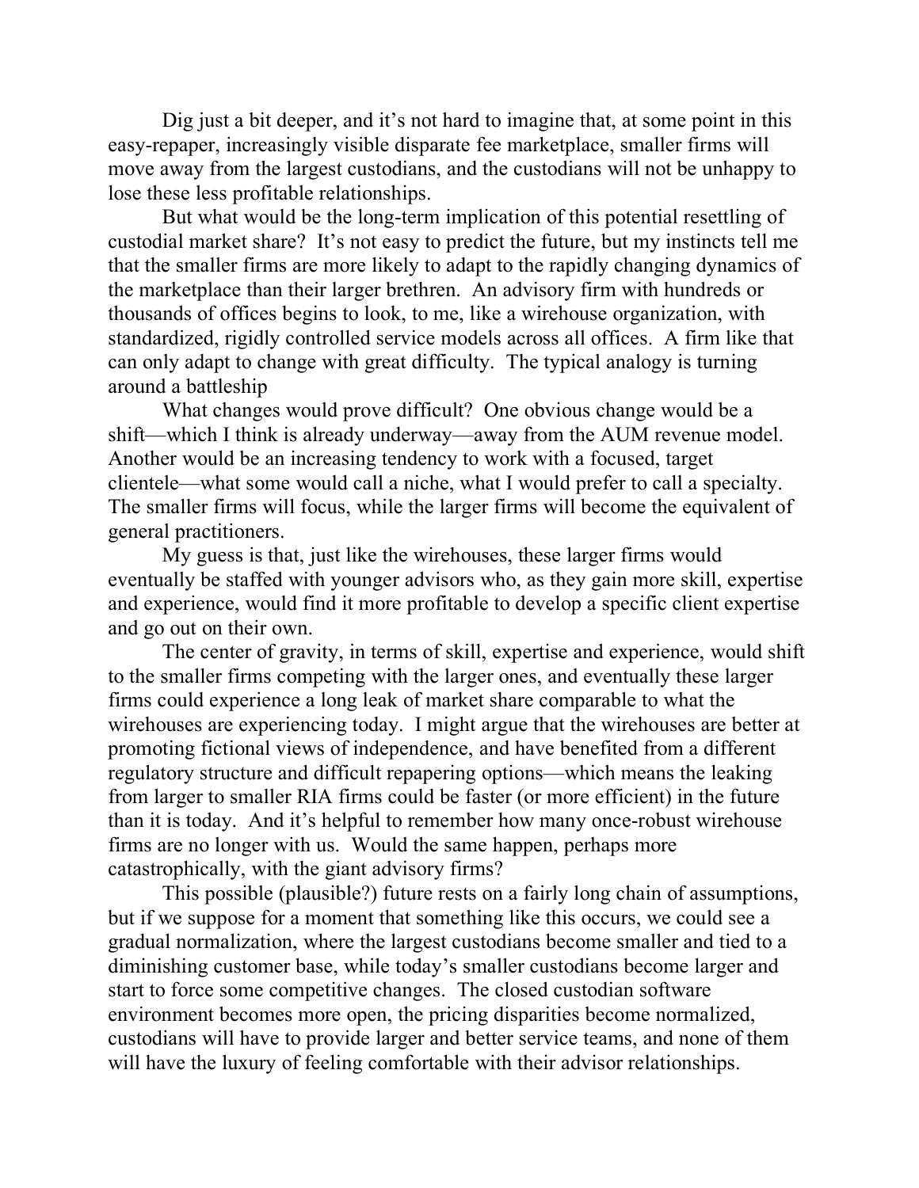Dig just a bit deeper, and it's not hard to imagine that, at some point in this easy-repaper, increasingly visible disparate fee marketplace, smaller firms will move away from the largest custodians, and the custodians will not be unhappy to lose these less profitable relationships.

But what would be the long-term implication of this potential resettling of custodial market share? It's not easy to predict the future, but my instincts tell me that the smaller firms are more likely to adapt to the rapidly changing dynamics of the marketplace than their larger brethren. An advisory firm with hundreds or thousands of offices begins to look, to me, like a wirehouse organization, with standardized, rigidly controlled service models across all offices. A firm like that can only adapt to change with great difficulty. The typical analogy is turning around a battleship

What changes would prove difficult? One obvious change would be a shift—which I think is already underway—away from the AUM revenue model. Another would be an increasing tendency to work with a focused, target clientele—what some would call a niche, what I would prefer to call a specialty. The smaller firms will focus, while the larger firms will become the equivalent of general practitioners.

My guess is that, just like the wirehouses, these larger firms would eventually be staffed with younger advisors who, as they gain more skill, expertise and experience, would find it more profitable to develop a specific client expertise and go out on their own.

The center of gravity, in terms of skill, expertise and experience, would shift to the smaller firms competing with the larger ones, and eventually these larger firms could experience a long leak of market share comparable to what the wirehouses are experiencing today. I might argue that the wirehouses are better at promoting fictional views of independence, and have benefited from a different regulatory structure and difficult repapering options—which means the leaking from larger to smaller RIA firms could be faster (or more efficient) in the future than it is today. And it's helpful to remember how many once-robust wirehouse firms are no longer with us. Would the same happen, perhaps more catastrophically, with the giant advisory firms?

This possible (plausible?) future rests on a fairly long chain of assumptions, but if we suppose for a moment that something like this occurs, we could see a gradual normalization, where the largest custodians become smaller and tied to a diminishing customer base, while today's smaller custodians become larger and start to force some competitive changes. The closed custodian software environment becomes more open, the pricing disparities become normalized, custodians will have to provide larger and better service teams, and none of them will have the luxury of feeling comfortable with their advisor relationships.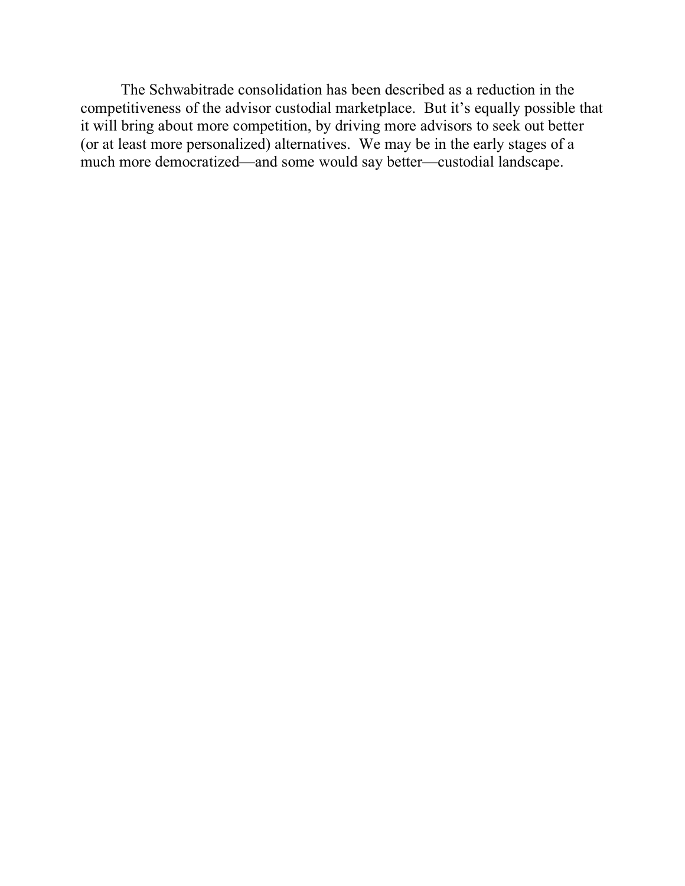The Schwabitrade consolidation has been described as a reduction in the competitiveness of the advisor custodial marketplace. But it's equally possible that it will bring about more competition, by driving more advisors to seek out better (or at least more personalized) alternatives. We may be in the early stages of a much more democratized—and some would say better—custodial landscape.